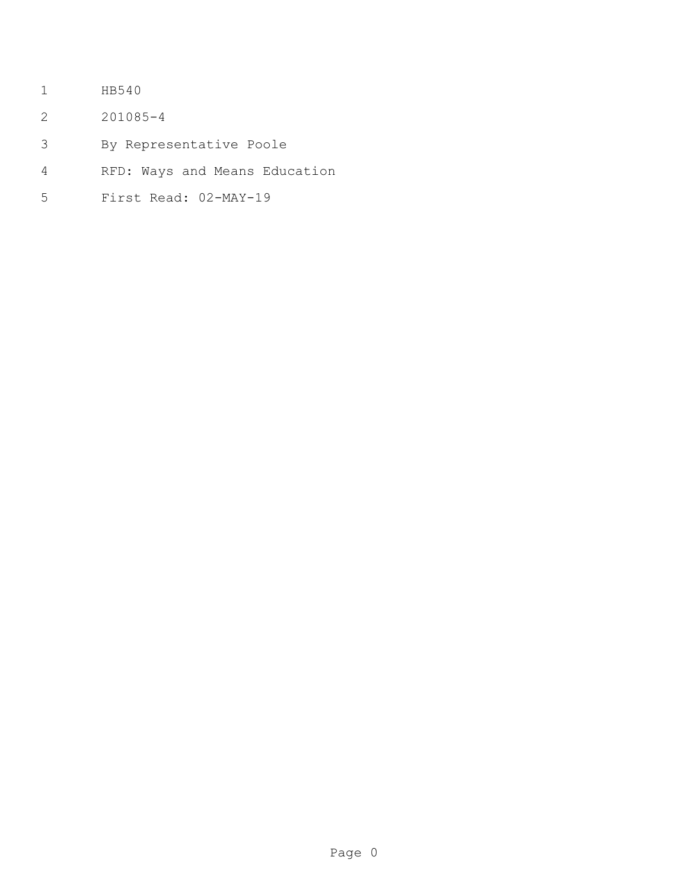HB540

201085-4

By Representative Poole

RFD: Ways and Means Education

First Read: 02-MAY-19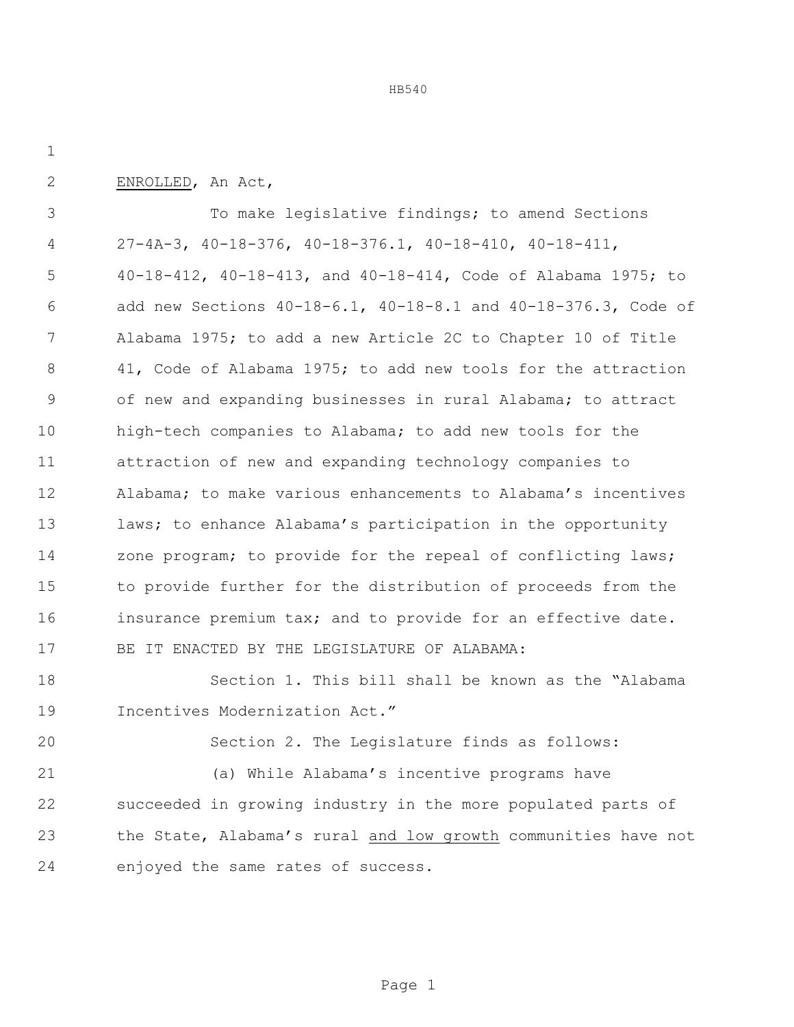ENROLLED, An Act,

To make legislative findings; to amend Sections 27-4A-3, 40-18-376, 40-18-376.1, 40-18-410, 40-18-411, 40-18-412, 40-18-413, and 40-18-414, Code of Alabama 1975; to add new Sections 40-18-6.1, 40-18-8.1 and 40-18-376.3, Code of Alabama 1975; to add a new Article 2C to Chapter 10 of Title 41, Code of Alabama 1975; to add new tools for the attraction of new and expanding businesses in rural Alabama; to attract high-tech companies to Alabama; to add new tools for the attraction of new and expanding technology companies to Alabama; to make various enhancements to Alabama's incentives laws; to enhance Alabama's participation in the opportunity zone program; to provide for the repeal of conflicting laws; to provide further for the distribution of proceeds from the insurance premium tax; and to provide for an effective date.

BE IT ENACTED BY THE LEGISLATURE OF ALABAMA:

Section 1. This bill shall be known as the "Alabama Incentives Modernization Act."

Section 2. The Legislature finds as follows:

(a) While Alabama's incentive programs have succeeded in growing industry in the more populated parts of the State, Alabama's rural and low growth communities have not enjoyed the same rates of success.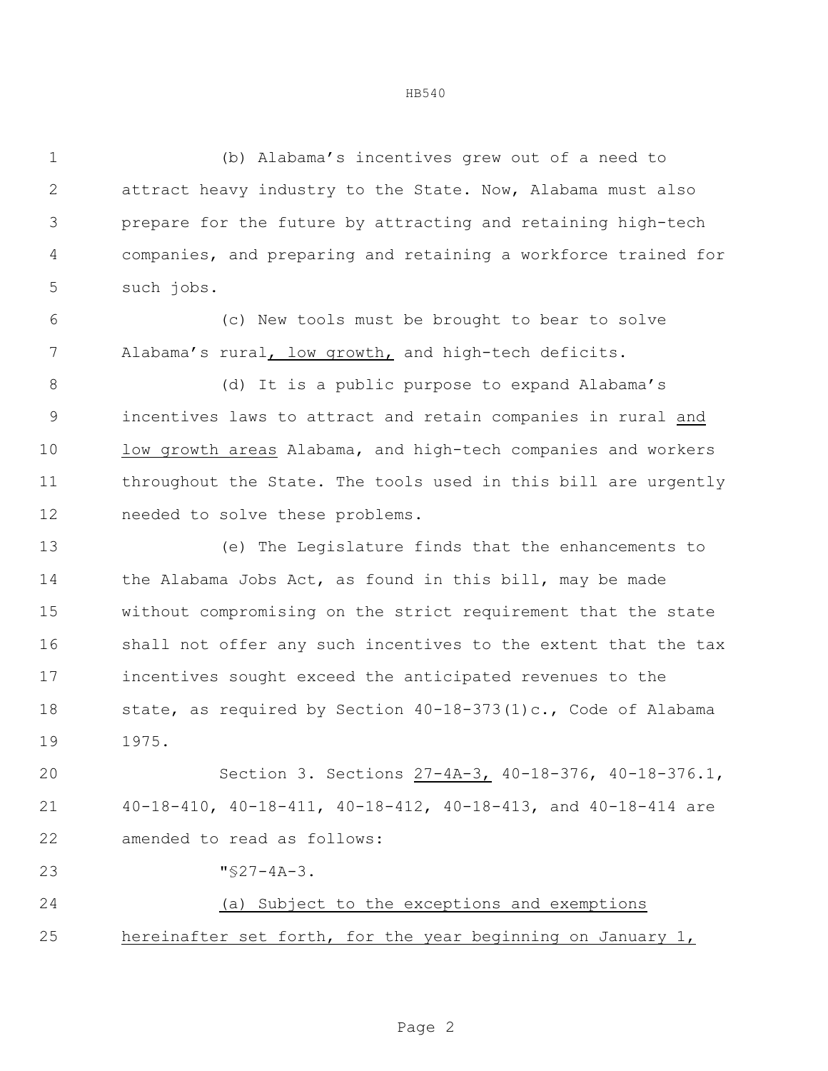(b) Alabama's incentives grew out of a need to attract heavy industry to the State. Now, Alabama must also prepare for the future by attracting and retaining high-tech companies, and preparing and retaining a workforce trained for such jobs.

(c) New tools must be brought to bear to solve Alabama's rural, low growth, and high-tech deficits.

(d) It is a public purpose to expand Alabama's incentives laws to attract and retain companies in rural and low growth areas Alabama, and high-tech companies and workers throughout the State. The tools used in this bill are urgently needed to solve these problems.

(e) The Legislature finds that the enhancements to the Alabama Jobs Act, as found in this bill, may be made without compromising on the strict requirement that the state shall not offer any such incentives to the extent that the tax incentives sought exceed the anticipated revenues to the state, as required by Section 40-18-373(1)c., Code of Alabama 1975.

Section 3. Sections 27-4A-3, 40-18-376, 40-18-376.1, 40-18-410, 40-18-411, 40-18-412, 40-18-413, and 40-18-414 are amended to read as follows:

"§27-4A-3.

(a) Subject to the exceptions and exemptions hereinafter set forth, for the year beginning on January 1,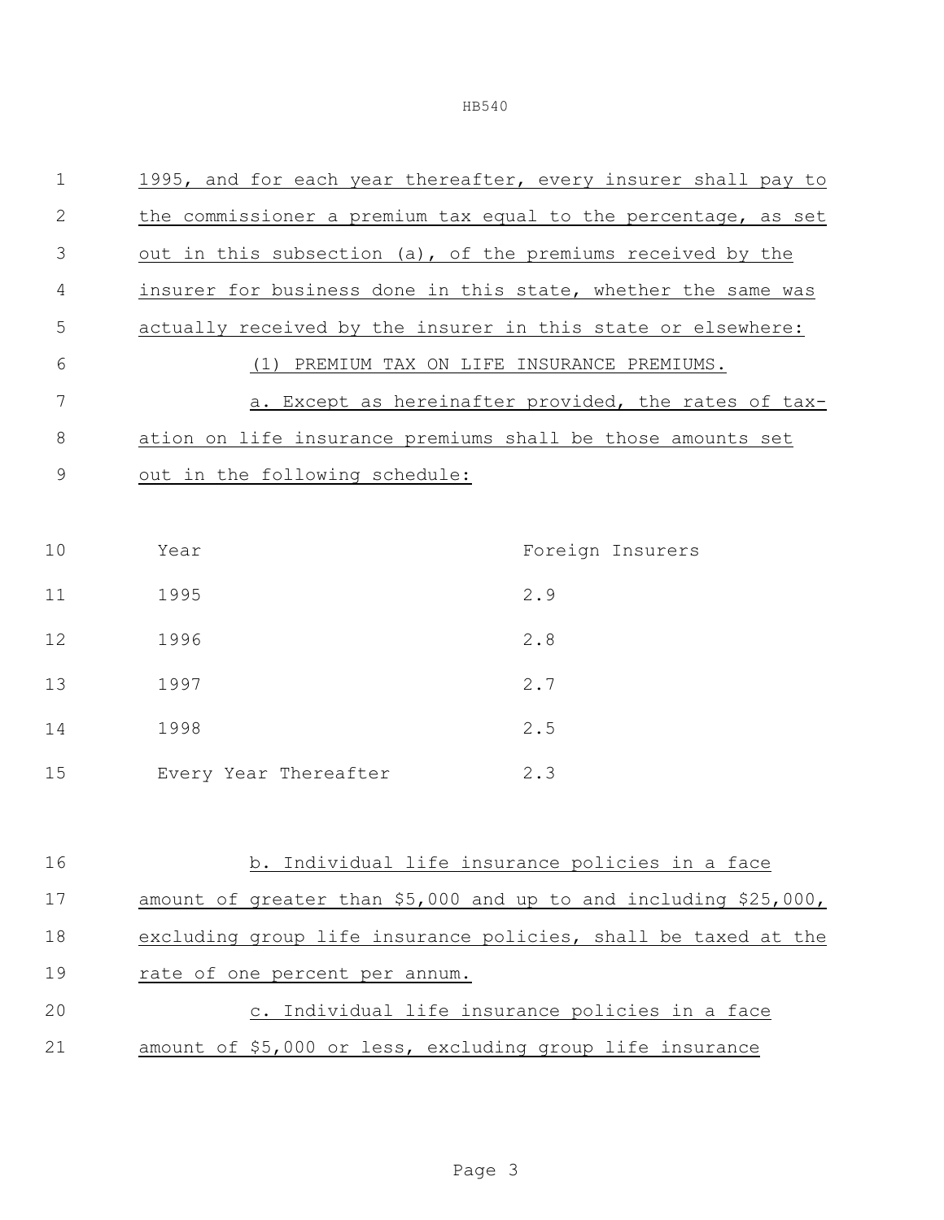1995, and for each year thereafter, every insurer shall pay to the commissioner a premium tax equal to the percentage, as set out in this subsection (a), of the premiums received by the insurer for business done in this state, whether the same was actually received by the insurer in this state or elsewhere:

(1) PREMIUM TAX ON LIFE INSURANCE PREMIUMS.

a. Except as hereinafter provided, the rates of taxation on life insurance premiums shall be those amounts set out in the following schedule:

| Year | Foreign Insurers |
|---|---|
| 1995 | 2.9 |
| 1996 | 2.8 |
| 1997 | 2.7 |
| 1998 | 2.5 |
| Every Year Thereafter | 2.3 |

b. Individual life insurance policies in a face amount of greater than $5,000 and up to and including $25,000, excluding group life insurance policies, shall be taxed at the rate of one percent per annum.

c. Individual life insurance policies in a face amount of $5,000 or less, excluding group life insurance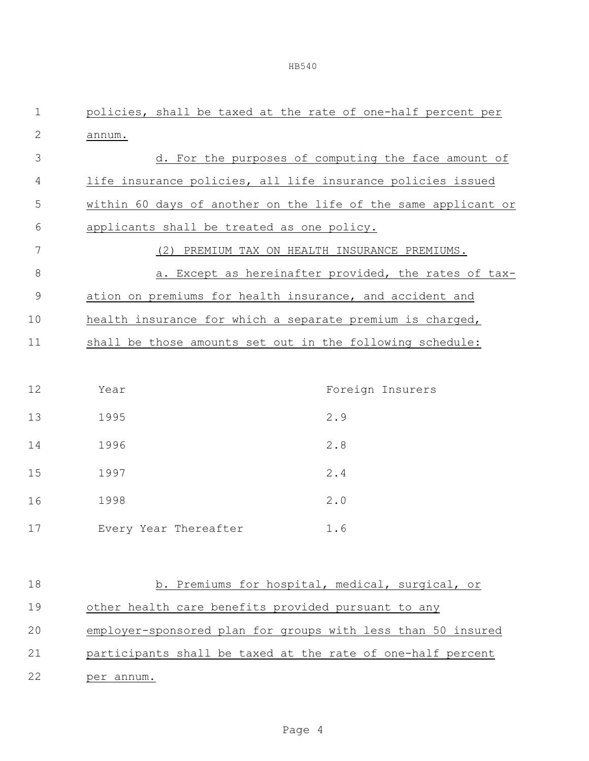policies, shall be taxed at the rate of one-half percent per annum.

d. For the purposes of computing the face amount of life insurance policies, all life insurance policies issued within 60 days of another on the life of the same applicant or applicants shall be treated as one policy.

(2) PREMIUM TAX ON HEALTH INSURANCE PREMIUMS.

a. Except as hereinafter provided, the rates of taxation on premiums for health insurance, and accident and health insurance for which a separate premium is charged, shall be those amounts set out in the following schedule:

| Year | Foreign Insurers |
|---|---|
| 1995 | 2.9 |
| 1996 | 2.8 |
| 1997 | 2.4 |
| 1998 | 2.0 |
| Every Year Thereafter | 1.6 |

b. Premiums for hospital, medical, surgical, or other health care benefits provided pursuant to any employer-sponsored plan for groups with less than 50 insured participants shall be taxed at the rate of one-half percent per annum.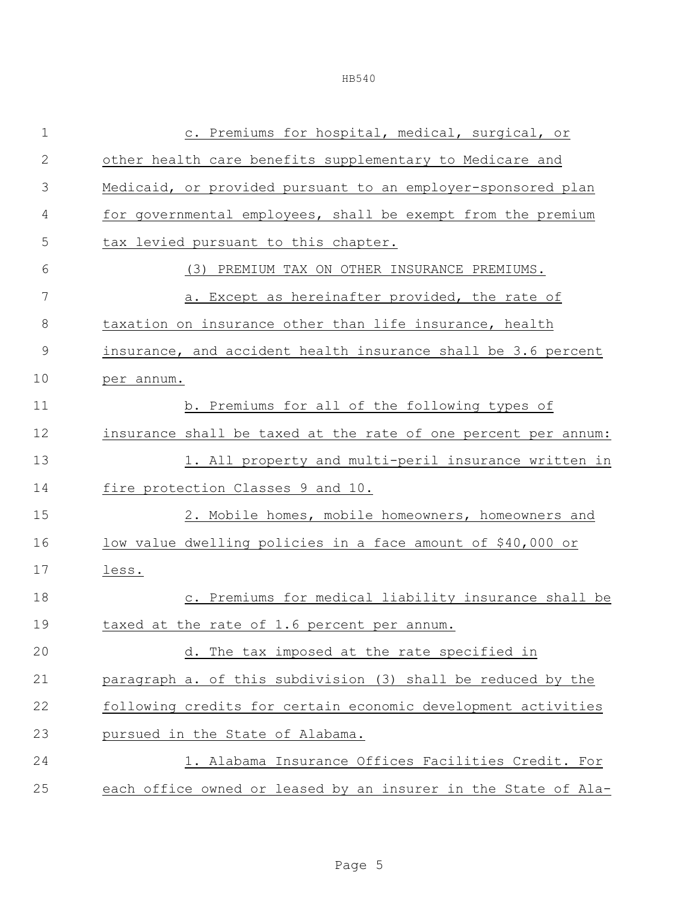c. Premiums for hospital, medical, surgical, or other health care benefits supplementary to Medicare and Medicaid, or provided pursuant to an employer-sponsored plan for governmental employees, shall be exempt from the premium tax levied pursuant to this chapter.

(3) PREMIUM TAX ON OTHER INSURANCE PREMIUMS.

a. Except as hereinafter provided, the rate of taxation on insurance other than life insurance, health insurance, and accident health insurance shall be 3.6 percent per annum.

b. Premiums for all of the following types of insurance shall be taxed at the rate of one percent per annum:

1. All property and multi-peril insurance written in fire protection Classes 9 and 10.

2. Mobile homes, mobile homeowners, homeowners and low value dwelling policies in a face amount of $40,000 or less.

c. Premiums for medical liability insurance shall be taxed at the rate of 1.6 percent per annum.

d. The tax imposed at the rate specified in paragraph a. of this subdivision (3) shall be reduced by the following credits for certain economic development activities pursued in the State of Alabama.

1. Alabama Insurance Offices Facilities Credit. For each office owned or leased by an insurer in the State of Ala-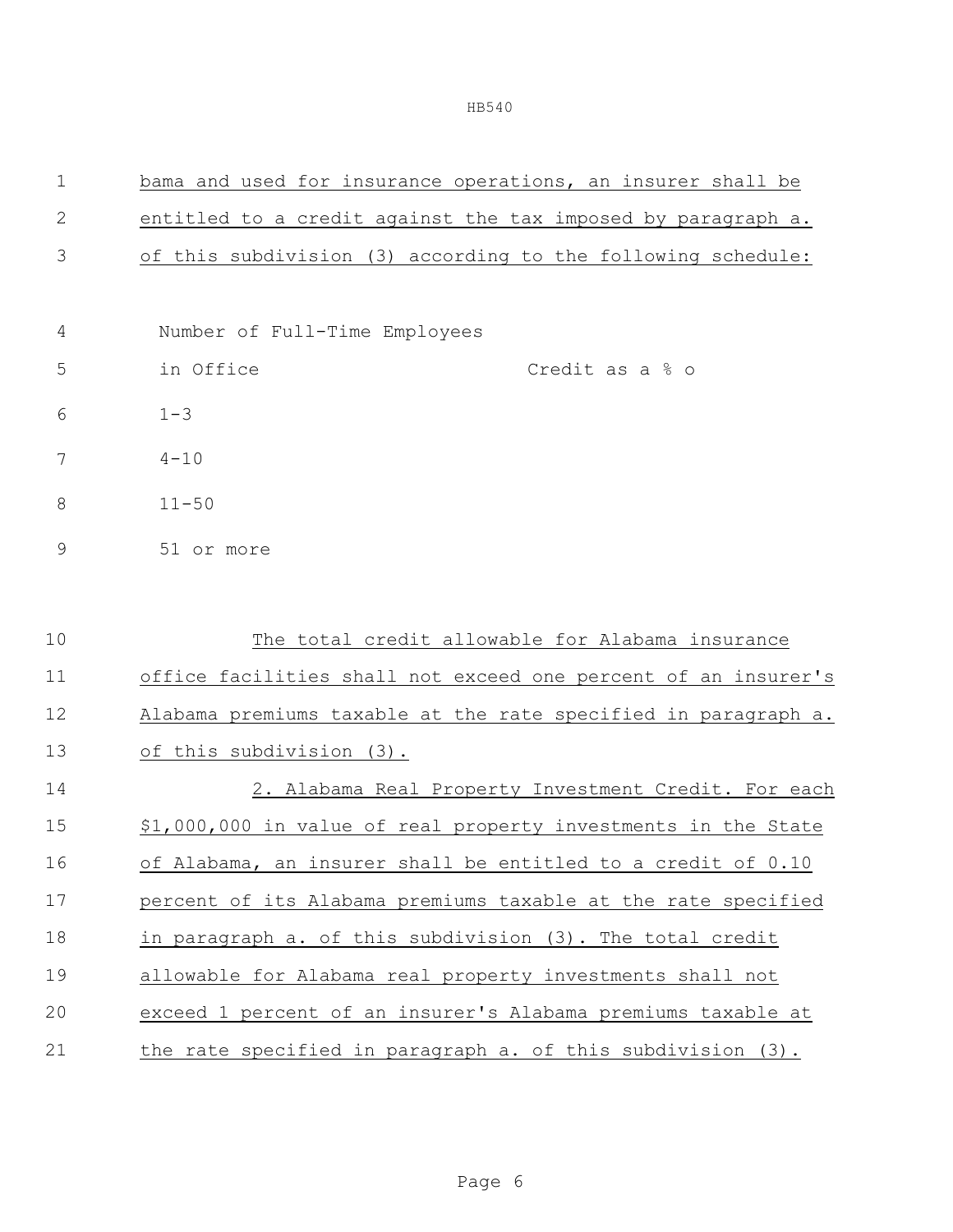bama and used for insurance operations, an insurer shall be entitled to a credit against the tax imposed by paragraph a. of this subdivision (3) according to the following schedule:

| Number of Full-Time Employees in Office | Credit as a % o |
|---|---|
| 1-3 | |
| 4-10 | |
| 11-50 | |
| 51 or more | |

The total credit allowable for Alabama insurance office facilities shall not exceed one percent of an insurer's Alabama premiums taxable at the rate specified in paragraph a. of this subdivision (3).

2. Alabama Real Property Investment Credit. For each $1,000,000 in value of real property investments in the State of Alabama, an insurer shall be entitled to a credit of 0.10 percent of its Alabama premiums taxable at the rate specified in paragraph a. of this subdivision (3). The total credit allowable for Alabama real property investments shall not exceed 1 percent of an insurer's Alabama premiums taxable at the rate specified in paragraph a. of this subdivision (3).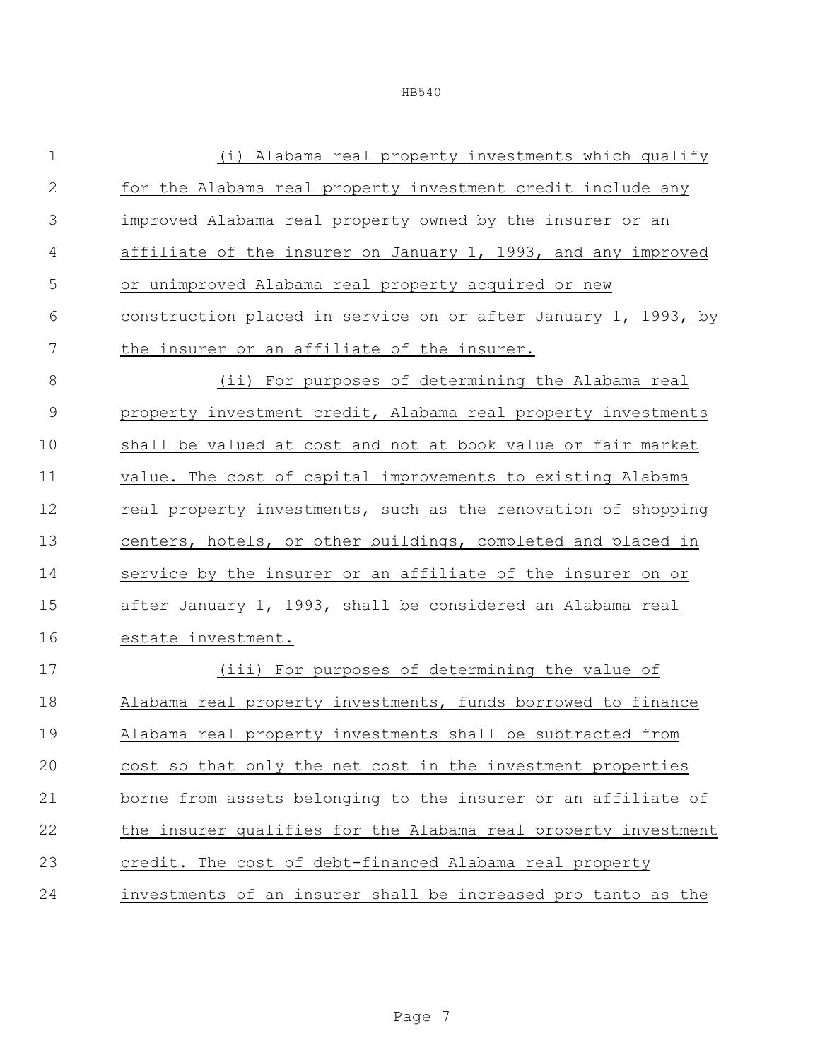(i) Alabama real property investments which qualify for the Alabama real property investment credit include any improved Alabama real property owned by the insurer or an affiliate of the insurer on January 1, 1993, and any improved or unimproved Alabama real property acquired or new construction placed in service on or after January 1, 1993, by the insurer or an affiliate of the insurer.

(ii) For purposes of determining the Alabama real property investment credit, Alabama real property investments shall be valued at cost and not at book value or fair market value. The cost of capital improvements to existing Alabama real property investments, such as the renovation of shopping centers, hotels, or other buildings, completed and placed in service by the insurer or an affiliate of the insurer on or after January 1, 1993, shall be considered an Alabama real estate investment.

(iii) For purposes of determining the value of Alabama real property investments, funds borrowed to finance Alabama real property investments shall be subtracted from cost so that only the net cost in the investment properties borne from assets belonging to the insurer or an affiliate of the insurer qualifies for the Alabama real property investment credit. The cost of debt-financed Alabama real property investments of an insurer shall be increased pro tanto as the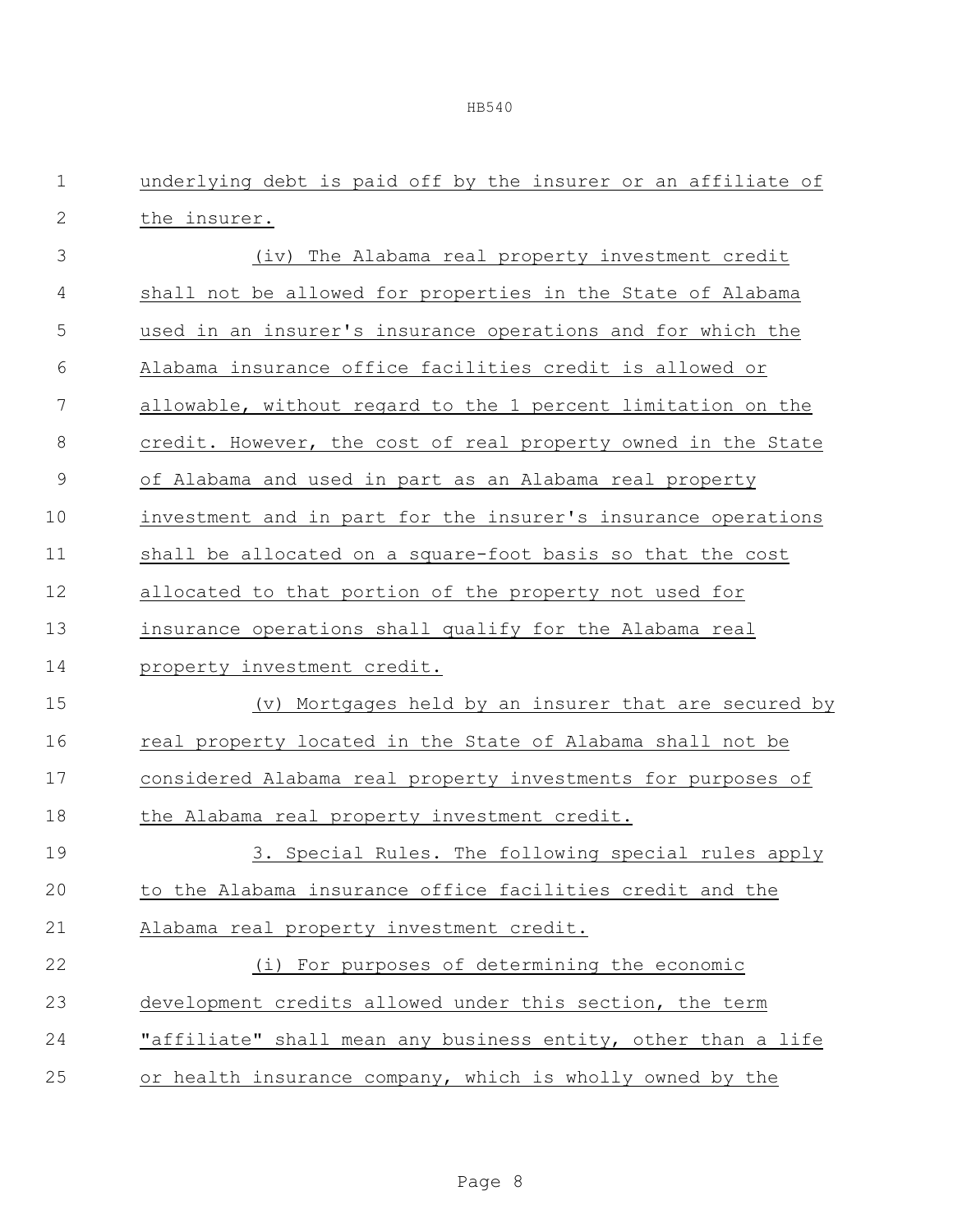underlying debt is paid off by the insurer or an affiliate of the insurer.

(iv) The Alabama real property investment credit shall not be allowed for properties in the State of Alabama used in an insurer's insurance operations and for which the Alabama insurance office facilities credit is allowed or allowable, without regard to the 1 percent limitation on the credit. However, the cost of real property owned in the State of Alabama and used in part as an Alabama real property investment and in part for the insurer's insurance operations shall be allocated on a square-foot basis so that the cost allocated to that portion of the property not used for insurance operations shall qualify for the Alabama real property investment credit.

(v) Mortgages held by an insurer that are secured by real property located in the State of Alabama shall not be considered Alabama real property investments for purposes of the Alabama real property investment credit.

3. Special Rules. The following special rules apply to the Alabama insurance office facilities credit and the Alabama real property investment credit.

(i) For purposes of determining the economic development credits allowed under this section, the term "affiliate" shall mean any business entity, other than a life or health insurance company, which is wholly owned by the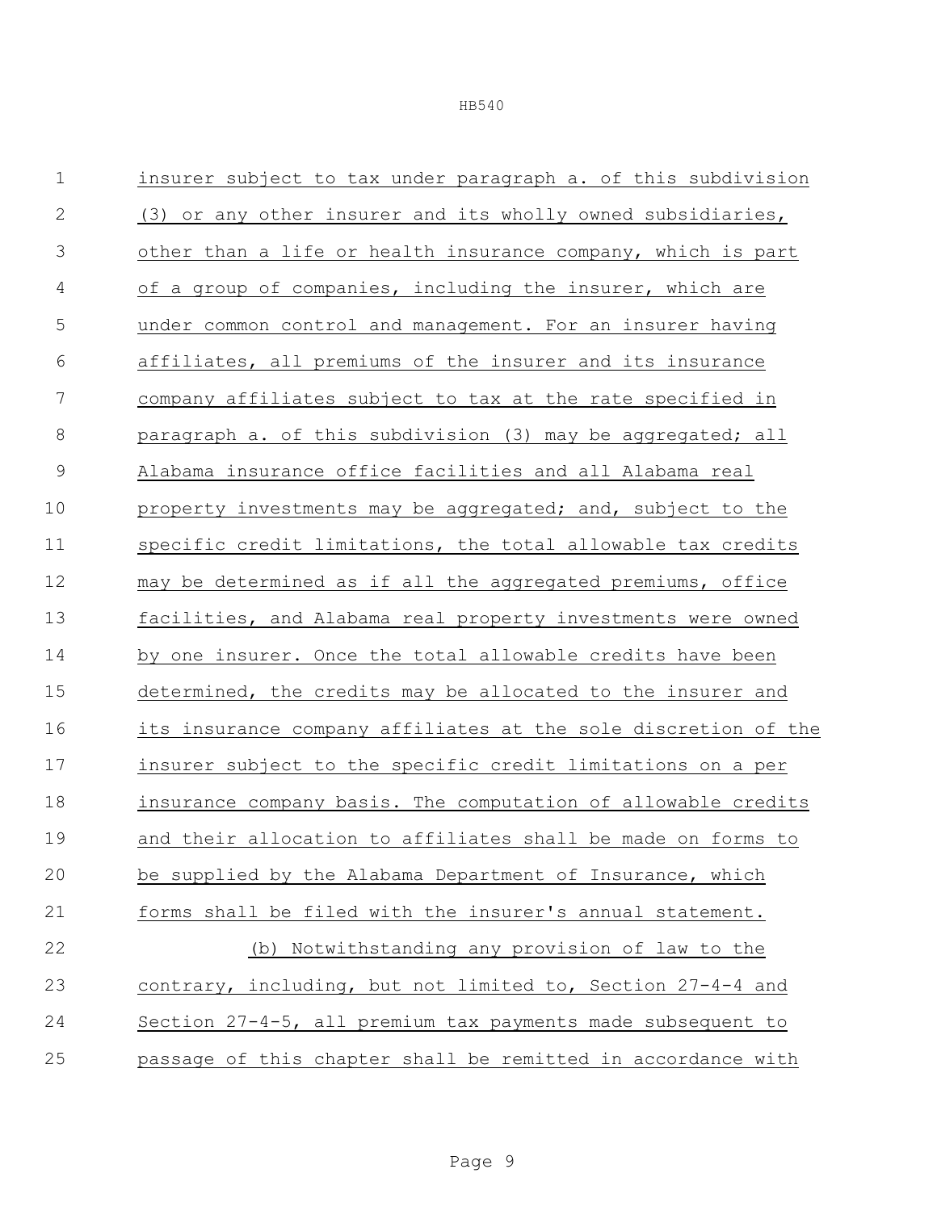insurer subject to tax under paragraph a. of this subdivision (3) or any other insurer and its wholly owned subsidiaries, other than a life or health insurance company, which is part of a group of companies, including the insurer, which are under common control and management. For an insurer having affiliates, all premiums of the insurer and its insurance company affiliates subject to tax at the rate specified in paragraph a. of this subdivision (3) may be aggregated; all Alabama insurance office facilities and all Alabama real property investments may be aggregated; and, subject to the specific credit limitations, the total allowable tax credits may be determined as if all the aggregated premiums, office facilities, and Alabama real property investments were owned by one insurer. Once the total allowable credits have been determined, the credits may be allocated to the insurer and its insurance company affiliates at the sole discretion of the insurer subject to the specific credit limitations on a per insurance company basis. The computation of allowable credits and their allocation to affiliates shall be made on forms to be supplied by the Alabama Department of Insurance, which forms shall be filed with the insurer's annual statement.

(b) Notwithstanding any provision of law to the contrary, including, but not limited to, Section 27-4-4 and Section 27-4-5, all premium tax payments made subsequent to passage of this chapter shall be remitted in accordance with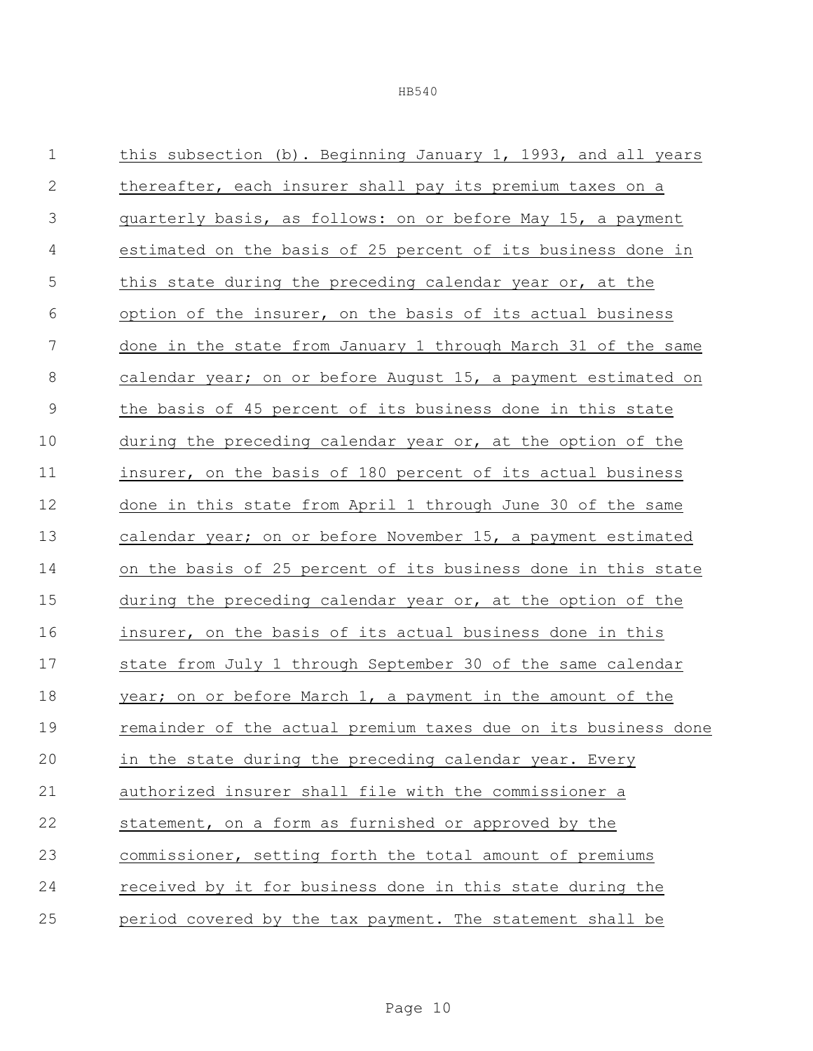this subsection (b). Beginning January 1, 1993, and all years thereafter, each insurer shall pay its premium taxes on a quarterly basis, as follows: on or before May 15, a payment estimated on the basis of 25 percent of its business done in this state during the preceding calendar year or, at the option of the insurer, on the basis of its actual business done in the state from January 1 through March 31 of the same calendar year; on or before August 15, a payment estimated on the basis of 45 percent of its business done in this state during the preceding calendar year or, at the option of the insurer, on the basis of 180 percent of its actual business done in this state from April 1 through June 30 of the same calendar year; on or before November 15, a payment estimated on the basis of 25 percent of its business done in this state during the preceding calendar year or, at the option of the insurer, on the basis of its actual business done in this state from July 1 through September 30 of the same calendar year; on or before March 1, a payment in the amount of the remainder of the actual premium taxes due on its business done in the state during the preceding calendar year. Every authorized insurer shall file with the commissioner a statement, on a form as furnished or approved by the commissioner, setting forth the total amount of premiums received by it for business done in this state during the period covered by the tax payment. The statement shall be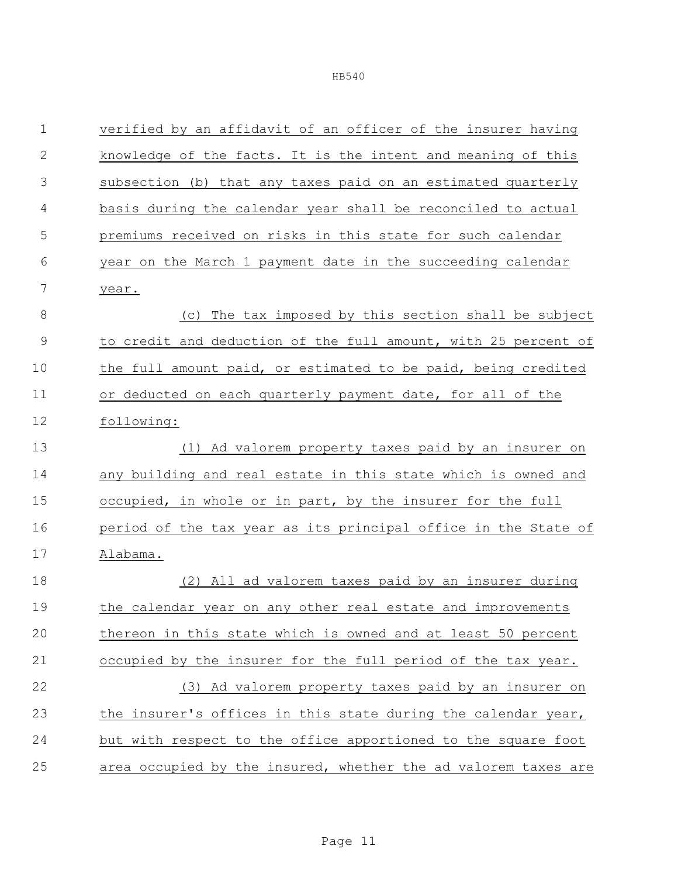verified by an affidavit of an officer of the insurer having knowledge of the facts. It is the intent and meaning of this subsection (b) that any taxes paid on an estimated quarterly basis during the calendar year shall be reconciled to actual premiums received on risks in this state for such calendar year on the March 1 payment date in the succeeding calendar year.

(c) The tax imposed by this section shall be subject to credit and deduction of the full amount, with 25 percent of the full amount paid, or estimated to be paid, being credited or deducted on each quarterly payment date, for all of the following:

(1) Ad valorem property taxes paid by an insurer on any building and real estate in this state which is owned and occupied, in whole or in part, by the insurer for the full period of the tax year as its principal office in the State of Alabama.

(2) All ad valorem taxes paid by an insurer during the calendar year on any other real estate and improvements thereon in this state which is owned and at least 50 percent occupied by the insurer for the full period of the tax year.

(3) Ad valorem property taxes paid by an insurer on the insurer's offices in this state during the calendar year, but with respect to the office apportioned to the square foot area occupied by the insured, whether the ad valorem taxes are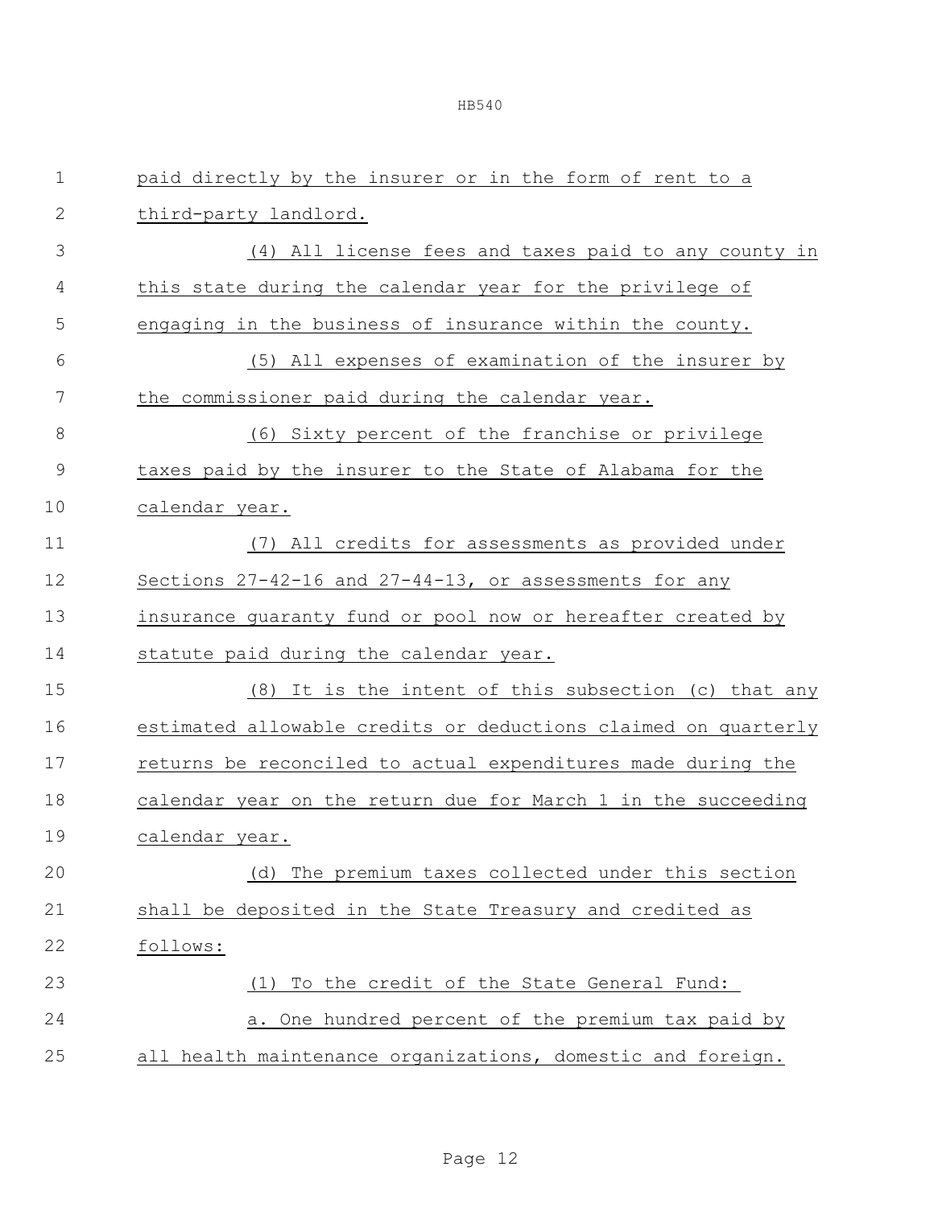paid directly by the insurer or in the form of rent to a third-party landlord.

(4) All license fees and taxes paid to any county in this state during the calendar year for the privilege of engaging in the business of insurance within the county.

(5) All expenses of examination of the insurer by the commissioner paid during the calendar year.

(6) Sixty percent of the franchise or privilege taxes paid by the insurer to the State of Alabama for the calendar year.

(7) All credits for assessments as provided under Sections 27-42-16 and 27-44-13, or assessments for any insurance guaranty fund or pool now or hereafter created by statute paid during the calendar year.

(8) It is the intent of this subsection (c) that any estimated allowable credits or deductions claimed on quarterly returns be reconciled to actual expenditures made during the calendar year on the return due for March 1 in the succeeding calendar year.

(d) The premium taxes collected under this section shall be deposited in the State Treasury and credited as follows:

(1) To the credit of the State General Fund:

a. One hundred percent of the premium tax paid by all health maintenance organizations, domestic and foreign.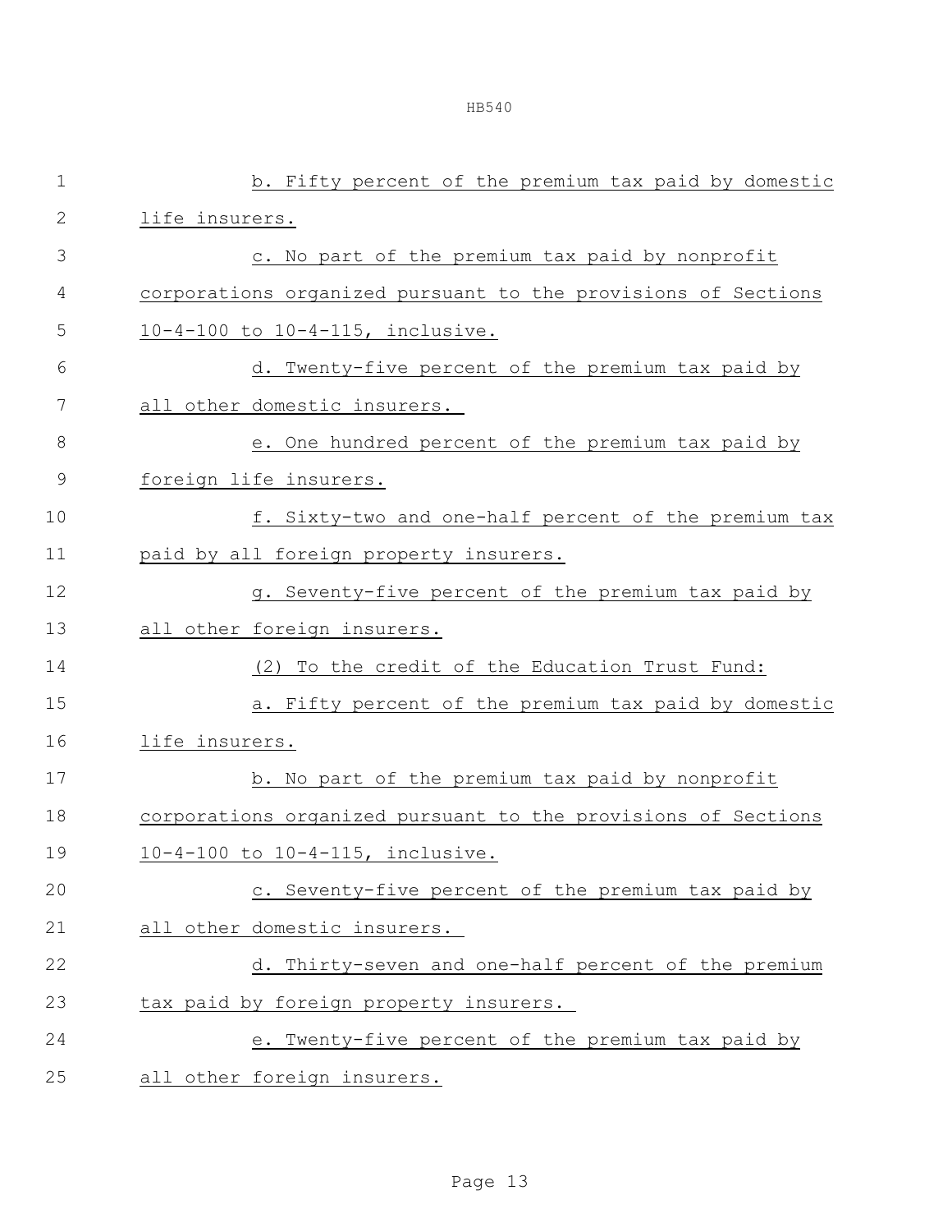b. Fifty percent of the premium tax paid by domestic life insurers.

c. No part of the premium tax paid by nonprofit corporations organized pursuant to the provisions of Sections 10-4-100 to 10-4-115, inclusive.

d. Twenty-five percent of the premium tax paid by all other domestic insurers.

e. One hundred percent of the premium tax paid by foreign life insurers.

f. Sixty-two and one-half percent of the premium tax paid by all foreign property insurers.

g. Seventy-five percent of the premium tax paid by all other foreign insurers.

(2) To the credit of the Education Trust Fund:

a. Fifty percent of the premium tax paid by domestic life insurers.

b. No part of the premium tax paid by nonprofit corporations organized pursuant to the provisions of Sections 10-4-100 to 10-4-115, inclusive.

c. Seventy-five percent of the premium tax paid by all other domestic insurers.

d. Thirty-seven and one-half percent of the premium tax paid by foreign property insurers.

e. Twenty-five percent of the premium tax paid by all other foreign insurers.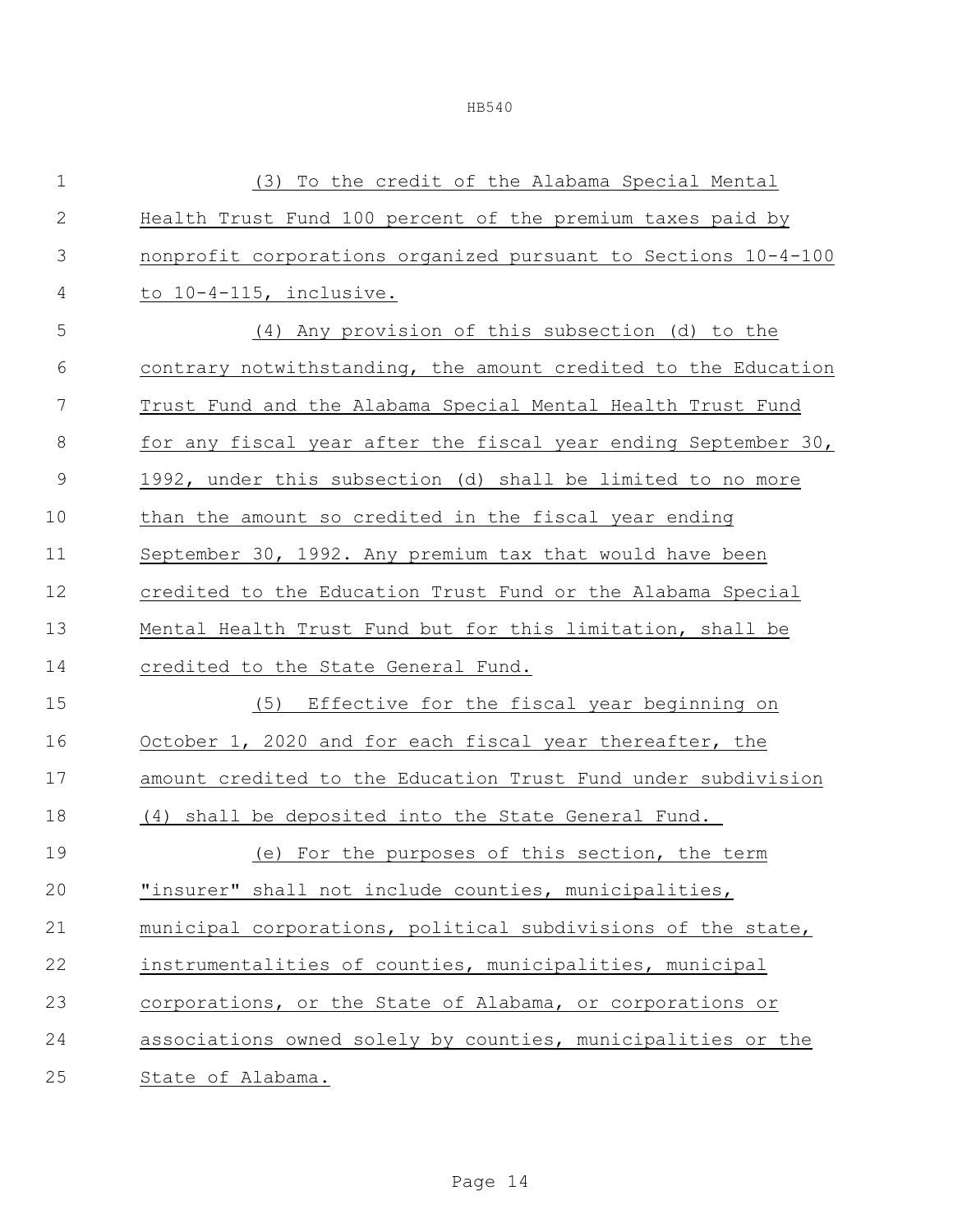(3) To the credit of the Alabama Special Mental Health Trust Fund 100 percent of the premium taxes paid by nonprofit corporations organized pursuant to Sections 10-4-100 to 10-4-115, inclusive.

(4) Any provision of this subsection (d) to the contrary notwithstanding, the amount credited to the Education Trust Fund and the Alabama Special Mental Health Trust Fund for any fiscal year after the fiscal year ending September 30, 1992, under this subsection (d) shall be limited to no more than the amount so credited in the fiscal year ending September 30, 1992. Any premium tax that would have been credited to the Education Trust Fund or the Alabama Special Mental Health Trust Fund but for this limitation, shall be credited to the State General Fund.

(5) Effective for the fiscal year beginning on October 1, 2020 and for each fiscal year thereafter, the amount credited to the Education Trust Fund under subdivision (4) shall be deposited into the State General Fund.

(e) For the purposes of this section, the term "insurer" shall not include counties, municipalities, municipal corporations, political subdivisions of the state, instrumentalities of counties, municipalities, municipal corporations, or the State of Alabama, or corporations or associations owned solely by counties, municipalities or the State of Alabama.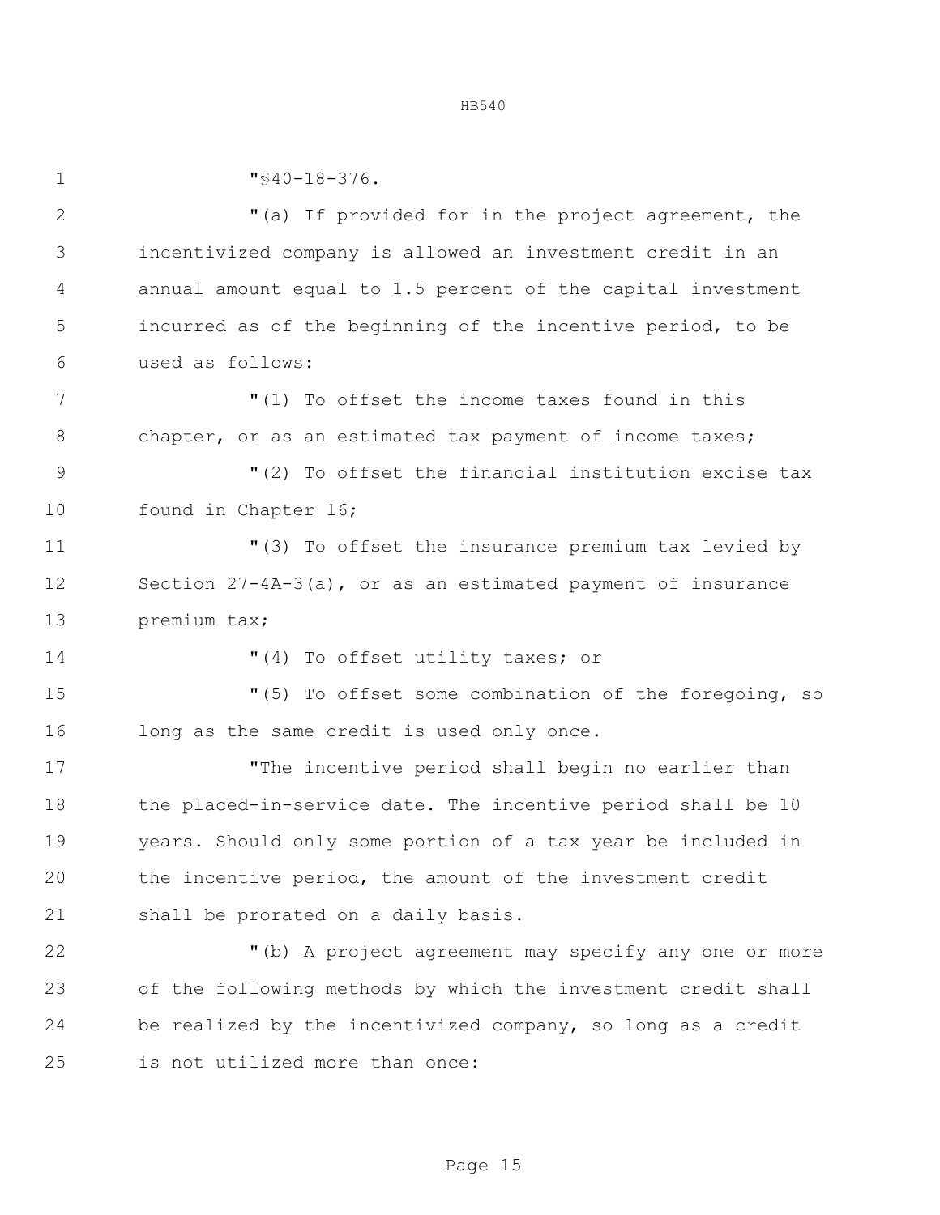"§40-18-376.

"(a) If provided for in the project agreement, the incentivized company is allowed an investment credit in an annual amount equal to 1.5 percent of the capital investment incurred as of the beginning of the incentive period, to be used as follows:

"(1) To offset the income taxes found in this chapter, or as an estimated tax payment of income taxes;

"(2) To offset the financial institution excise tax found in Chapter 16;

"(3) To offset the insurance premium tax levied by Section 27-4A-3(a), or as an estimated payment of insurance premium tax;

"(4) To offset utility taxes; or

"(5) To offset some combination of the foregoing, so long as the same credit is used only once.

"The incentive period shall begin no earlier than the placed-in-service date. The incentive period shall be 10 years. Should only some portion of a tax year be included in the incentive period, the amount of the investment credit shall be prorated on a daily basis.

"(b) A project agreement may specify any one or more of the following methods by which the investment credit shall be realized by the incentivized company, so long as a credit is not utilized more than once: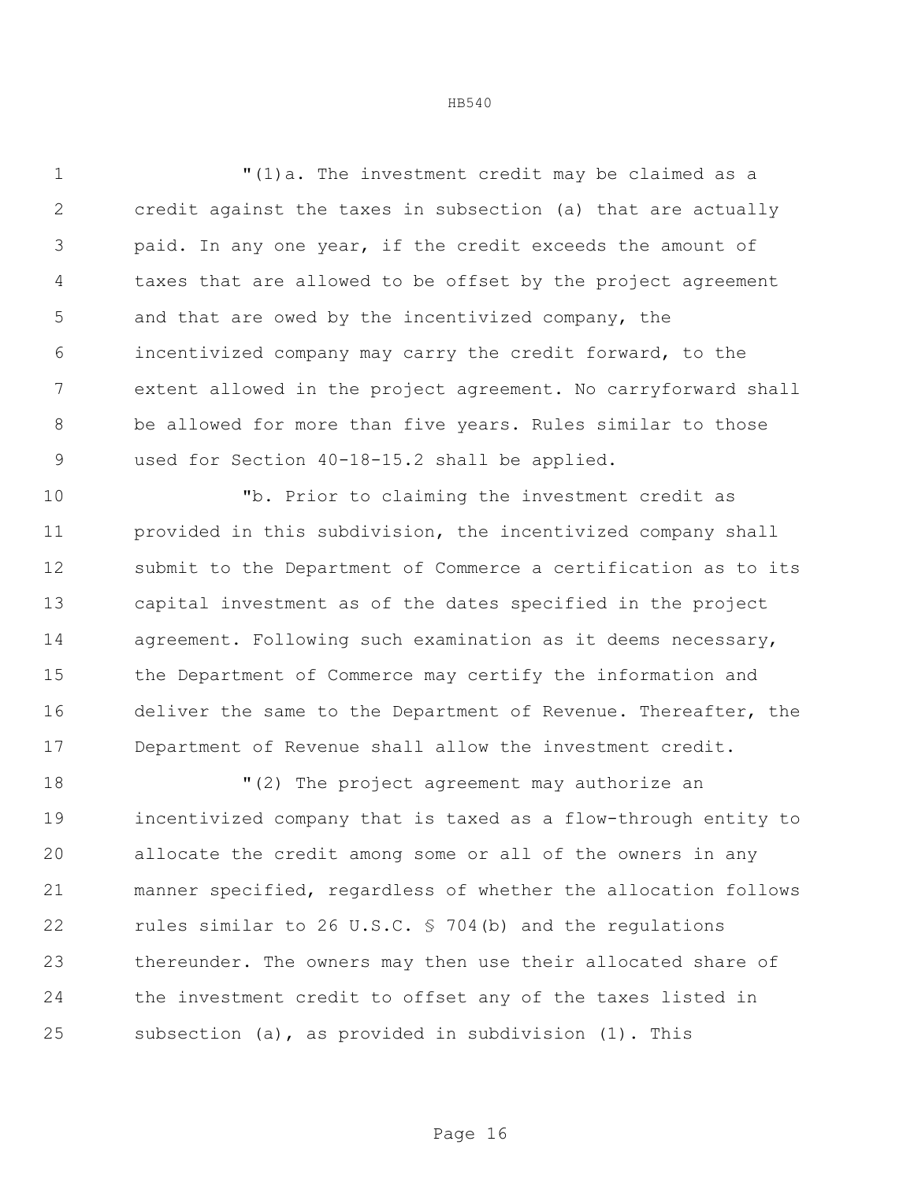"(1)a. The investment credit may be claimed as a credit against the taxes in subsection (a) that are actually paid. In any one year, if the credit exceeds the amount of taxes that are allowed to be offset by the project agreement and that are owed by the incentivized company, the incentivized company may carry the credit forward, to the extent allowed in the project agreement. No carryforward shall be allowed for more than five years. Rules similar to those used for Section 40-18-15.2 shall be applied.

"b. Prior to claiming the investment credit as provided in this subdivision, the incentivized company shall submit to the Department of Commerce a certification as to its capital investment as of the dates specified in the project agreement. Following such examination as it deems necessary, the Department of Commerce may certify the information and deliver the same to the Department of Revenue. Thereafter, the Department of Revenue shall allow the investment credit.

"(2) The project agreement may authorize an incentivized company that is taxed as a flow-through entity to allocate the credit among some or all of the owners in any manner specified, regardless of whether the allocation follows rules similar to 26 U.S.C. § 704(b) and the regulations thereunder. The owners may then use their allocated share of the investment credit to offset any of the taxes listed in subsection (a), as provided in subdivision (1). This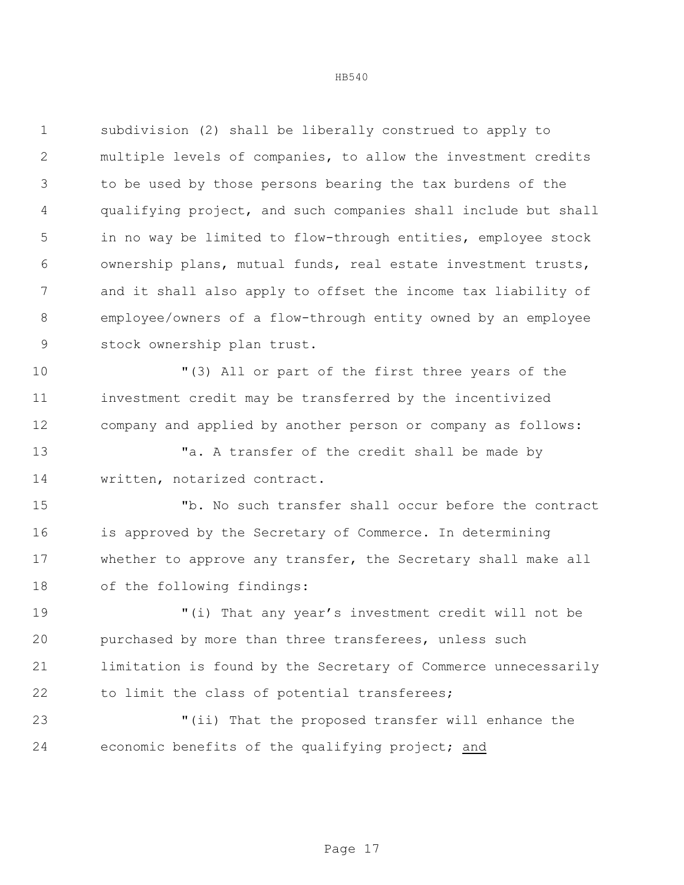subdivision (2) shall be liberally construed to apply to multiple levels of companies, to allow the investment credits to be used by those persons bearing the tax burdens of the qualifying project, and such companies shall include but shall in no way be limited to flow-through entities, employee stock ownership plans, mutual funds, real estate investment trusts, and it shall also apply to offset the income tax liability of employee/owners of a flow-through entity owned by an employee stock ownership plan trust.

"(3) All or part of the first three years of the investment credit may be transferred by the incentivized company and applied by another person or company as follows:

"a. A transfer of the credit shall be made by written, notarized contract.

"b. No such transfer shall occur before the contract is approved by the Secretary of Commerce. In determining whether to approve any transfer, the Secretary shall make all of the following findings:

"(i) That any year's investment credit will not be purchased by more than three transferees, unless such limitation is found by the Secretary of Commerce unnecessarily to limit the class of potential transferees;

"(ii) That the proposed transfer will enhance the economic benefits of the qualifying project; <u>and</u>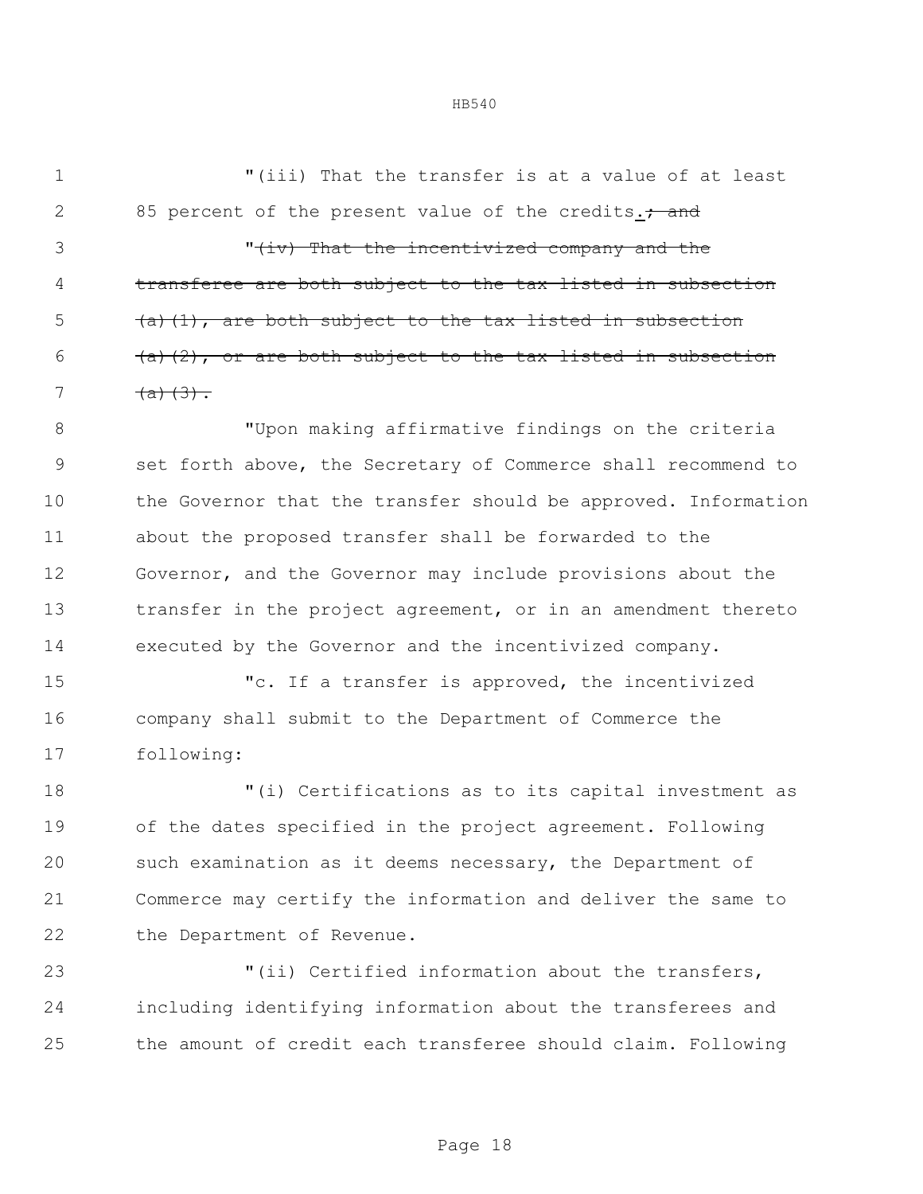"(iii) That the transfer is at a value of at least 85 percent of the present value of the credits.~~; and~~

"~~(iv) That the incentivized company and the transferee are both subject to the tax listed in subsection (a)(1), are both subject to the tax listed in subsection (a)(2), or are both subject to the tax listed in subsection (a)(3).~~

"Upon making affirmative findings on the criteria set forth above, the Secretary of Commerce shall recommend to the Governor that the transfer should be approved. Information about the proposed transfer shall be forwarded to the Governor, and the Governor may include provisions about the transfer in the project agreement, or in an amendment thereto executed by the Governor and the incentivized company.

"c. If a transfer is approved, the incentivized company shall submit to the Department of Commerce the following:

"(i) Certifications as to its capital investment as of the dates specified in the project agreement. Following such examination as it deems necessary, the Department of Commerce may certify the information and deliver the same to the Department of Revenue.

"(ii) Certified information about the transfers, including identifying information about the transferees and the amount of credit each transferee should claim. Following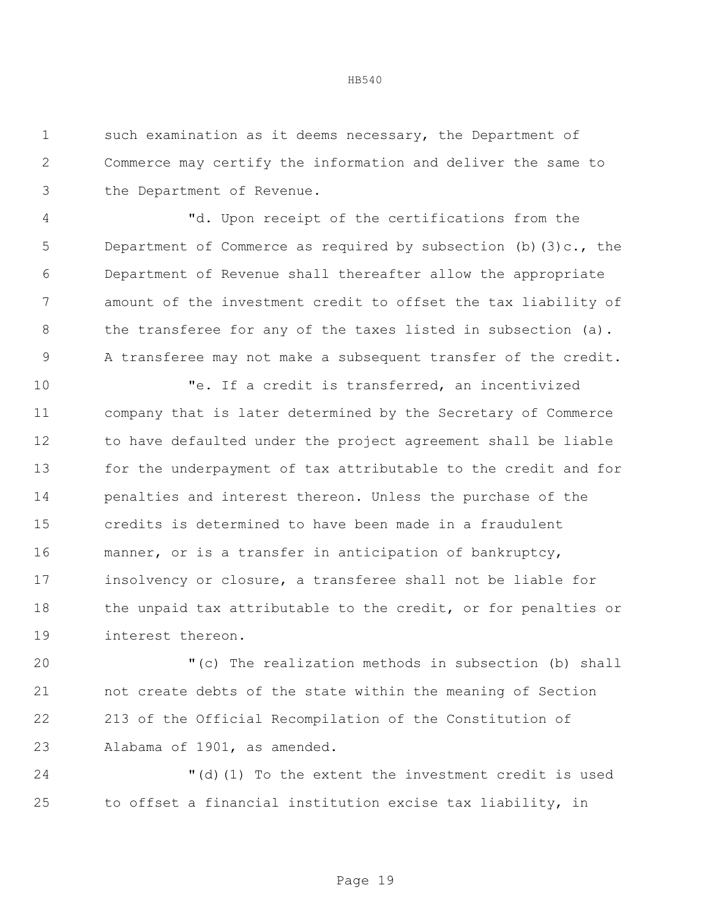such examination as it deems necessary, the Department of Commerce may certify the information and deliver the same to the Department of Revenue.

"d. Upon receipt of the certifications from the Department of Commerce as required by subsection (b)(3)c., the Department of Revenue shall thereafter allow the appropriate amount of the investment credit to offset the tax liability of the transferee for any of the taxes listed in subsection (a). A transferee may not make a subsequent transfer of the credit.

"e. If a credit is transferred, an incentivized company that is later determined by the Secretary of Commerce to have defaulted under the project agreement shall be liable for the underpayment of tax attributable to the credit and for penalties and interest thereon. Unless the purchase of the credits is determined to have been made in a fraudulent manner, or is a transfer in anticipation of bankruptcy, insolvency or closure, a transferee shall not be liable for the unpaid tax attributable to the credit, or for penalties or interest thereon.

"(c) The realization methods in subsection (b) shall not create debts of the state within the meaning of Section 213 of the Official Recompilation of the Constitution of Alabama of 1901, as amended.

"(d)(1) To the extent the investment credit is used to offset a financial institution excise tax liability, in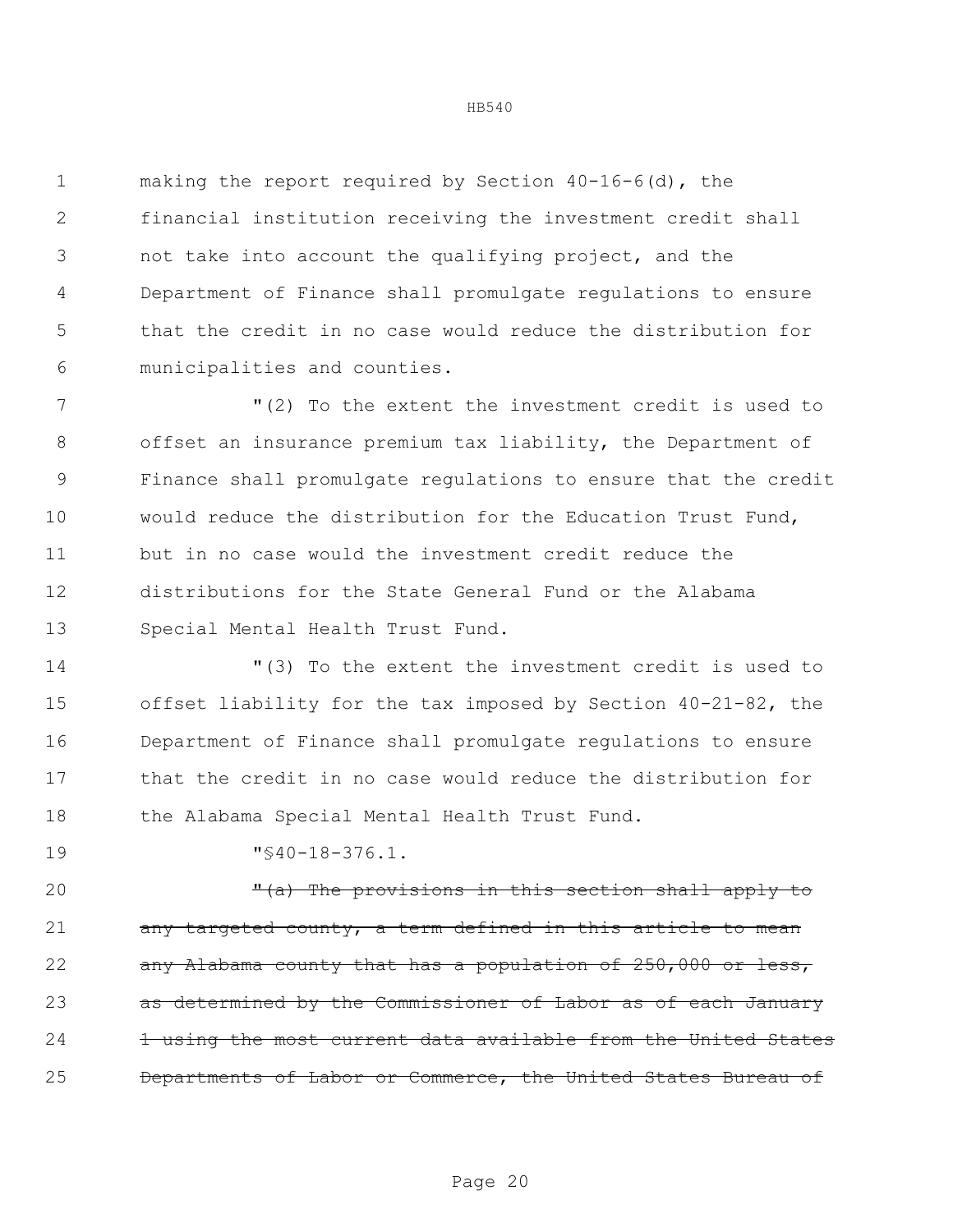making the report required by Section 40-16-6(d), the financial institution receiving the investment credit shall not take into account the qualifying project, and the Department of Finance shall promulgate regulations to ensure that the credit in no case would reduce the distribution for municipalities and counties.

"(2) To the extent the investment credit is used to offset an insurance premium tax liability, the Department of Finance shall promulgate regulations to ensure that the credit would reduce the distribution for the Education Trust Fund, but in no case would the investment credit reduce the distributions for the State General Fund or the Alabama Special Mental Health Trust Fund.

"(3) To the extent the investment credit is used to offset liability for the tax imposed by Section 40-21-82, the Department of Finance shall promulgate regulations to ensure that the credit in no case would reduce the distribution for the Alabama Special Mental Health Trust Fund.

"§40-18-376.1.

~~"(a) The provisions in this section shall apply to any targeted county, a term defined in this article to mean any Alabama county that has a population of 250,000 or less, as determined by the Commissioner of Labor as of each January 1 using the most current data available from the United States Departments of Labor or Commerce, the United States Bureau of~~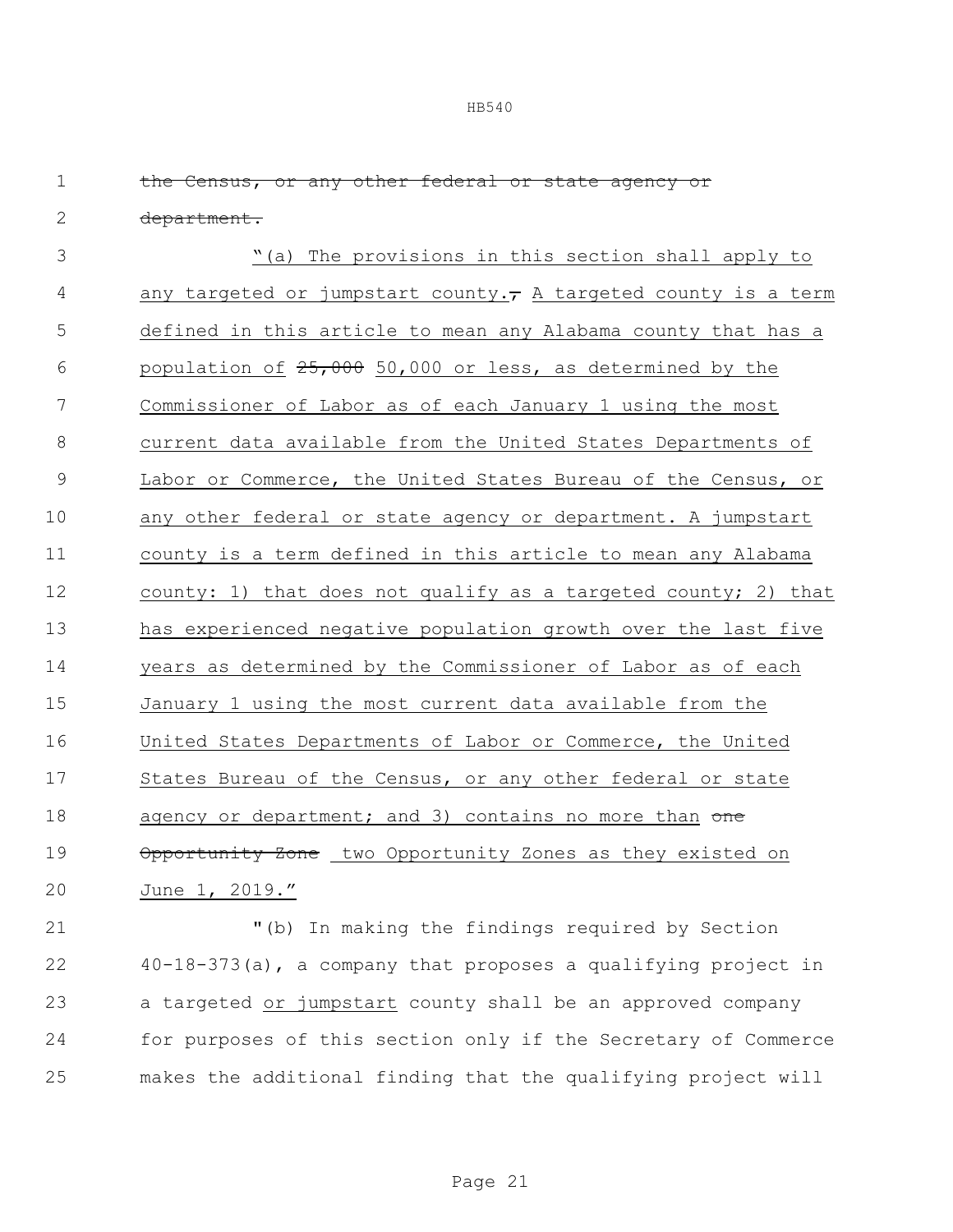~~the Census, or any other federal or state agency or department.~~

<u>"(a) The provisions in this section shall apply to any targeted or jumpstart county.</u>~~,~~ <u>A targeted county is a term defined in this article to mean any Alabama county that has a population of</u> ~~25,000~~ <u>50,000 or less, as determined by the Commissioner of Labor as of each January 1 using the most current data available from the United States Departments of Labor or Commerce, the United States Bureau of the Census, or any other federal or state agency or department. A jumpstart county is a term defined in this article to mean any Alabama county: 1) that does not qualify as a targeted county; 2) that has experienced negative population growth over the last five years as determined by the Commissioner of Labor as of each January 1 using the most current data available from the United States Departments of Labor or Commerce, the United States Bureau of the Census, or any other federal or state agency or department; and 3) contains no more than</u> ~~one Opportunity Zone~~ <u>two Opportunity Zones as they existed on June 1, 2019."</u>

"(b) In making the findings required by Section 40-18-373(a), a company that proposes a qualifying project in a targeted <u>or jumpstart</u> county shall be an approved company for purposes of this section only if the Secretary of Commerce makes the additional finding that the qualifying project will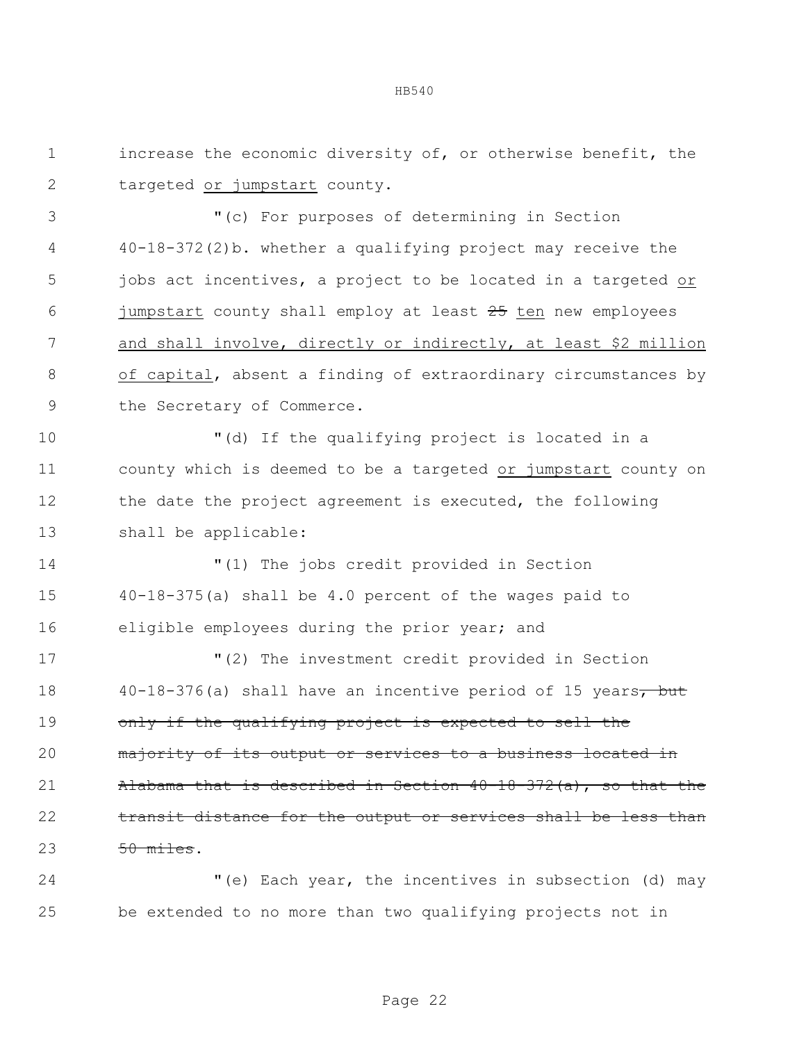increase the economic diversity of, or otherwise benefit, the targeted <u>or jumpstart</u> county.

"(c) For purposes of determining in Section 40-18-372(2)b. whether a qualifying project may receive the jobs act incentives, a project to be located in a targeted <u>or jumpstart</u> county shall employ at least ~~25~~ <u>ten</u> new employees <u>and shall involve, directly or indirectly, at least $2 million of capital</u>, absent a finding of extraordinary circumstances by the Secretary of Commerce.

"(d) If the qualifying project is located in a county which is deemed to be a targeted <u>or jumpstart</u> county on the date the project agreement is executed, the following shall be applicable:

"(1) The jobs credit provided in Section 40-18-375(a) shall be 4.0 percent of the wages paid to eligible employees during the prior year; and

"(2) The investment credit provided in Section 40-18-376(a) shall have an incentive period of 15 years~~, but only if the qualifying project is expected to sell the majority of its output or services to a business located in Alabama that is described in Section 40-18-372(a), so that the transit distance for the output or services shall be less than 50 miles~~.

"(e) Each year, the incentives in subsection (d) may be extended to no more than two qualifying projects not in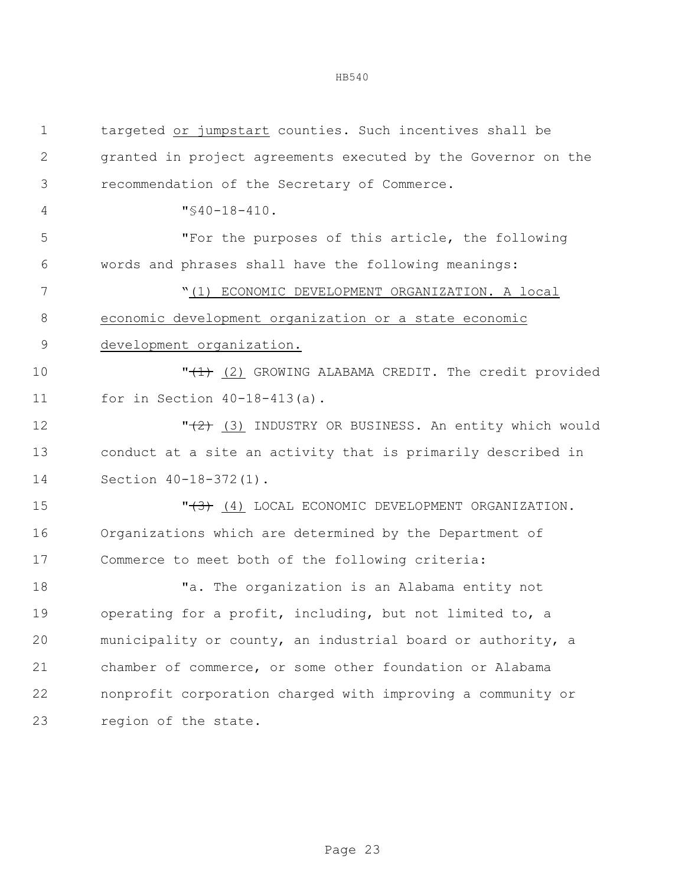targeted or jumpstart counties. Such incentives shall be granted in project agreements executed by the Governor on the recommendation of the Secretary of Commerce.

"§40-18-410.

"For the purposes of this article, the following words and phrases shall have the following meanings:

"(1) ECONOMIC DEVELOPMENT ORGANIZATION. A local economic development organization or a state economic development organization.

"~~(1)~~ (2) GROWING ALABAMA CREDIT. The credit provided for in Section 40-18-413(a).

"~~(2)~~ (3) INDUSTRY OR BUSINESS. An entity which would conduct at a site an activity that is primarily described in Section 40-18-372(1).

"~~(3)~~ (4) LOCAL ECONOMIC DEVELOPMENT ORGANIZATION. Organizations which are determined by the Department of Commerce to meet both of the following criteria:

"a. The organization is an Alabama entity not operating for a profit, including, but not limited to, a municipality or county, an industrial board or authority, a chamber of commerce, or some other foundation or Alabama nonprofit corporation charged with improving a community or region of the state.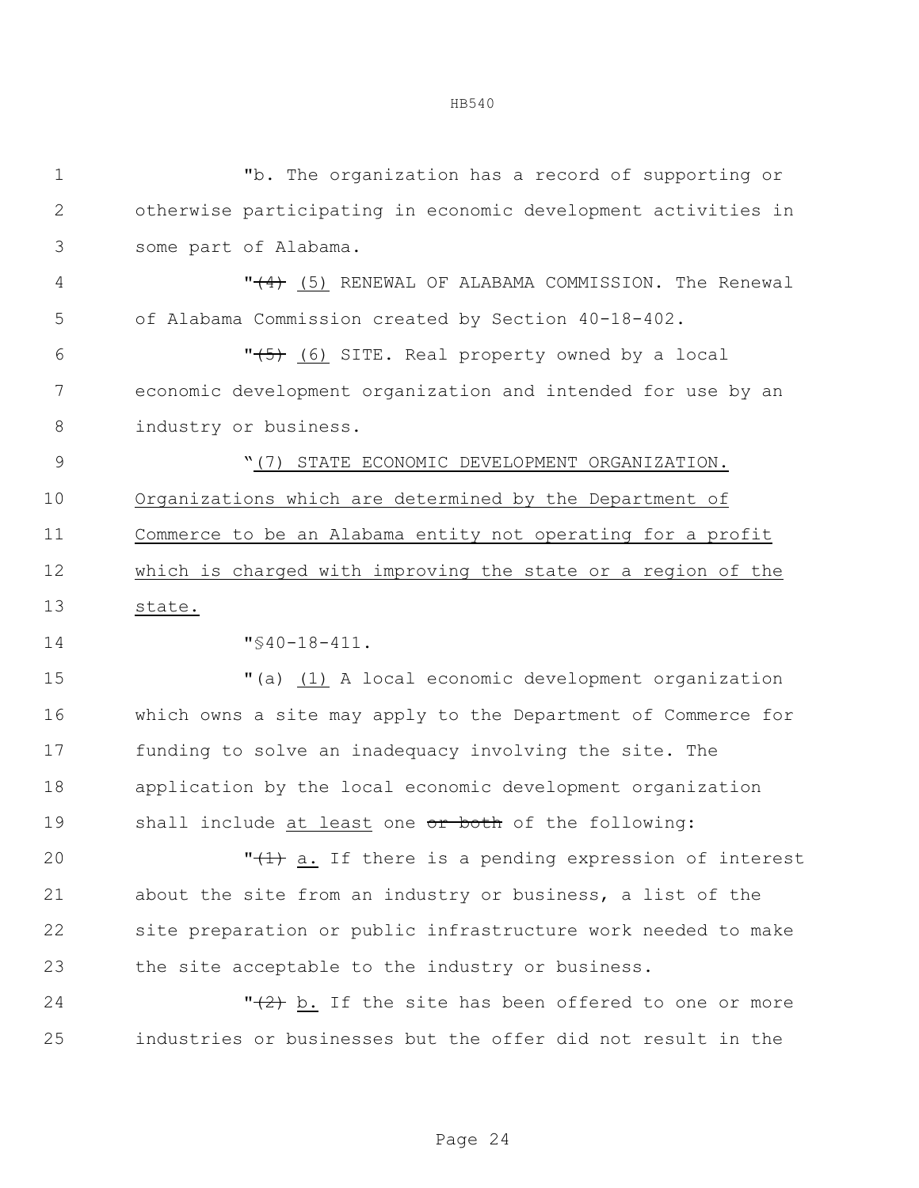"b. The organization has a record of supporting or otherwise participating in economic development activities in some part of Alabama.

"~~(4)~~ (5) RENEWAL OF ALABAMA COMMISSION. The Renewal of Alabama Commission created by Section 40-18-402.

"~~(5)~~ (6) SITE. Real property owned by a local economic development organization and intended for use by an industry or business.

"(7) STATE ECONOMIC DEVELOPMENT ORGANIZATION. Organizations which are determined by the Department of Commerce to be an Alabama entity not operating for a profit which is charged with improving the state or a region of the state.

"§40-18-411.

"(a) (1) A local economic development organization which owns a site may apply to the Department of Commerce for funding to solve an inadequacy involving the site. The application by the local economic development organization shall include at least one ~~or both~~ of the following:

"~~(1)~~ a. If there is a pending expression of interest about the site from an industry or business, a list of the site preparation or public infrastructure work needed to make the site acceptable to the industry or business.

"~~(2)~~ b. If the site has been offered to one or more industries or businesses but the offer did not result in the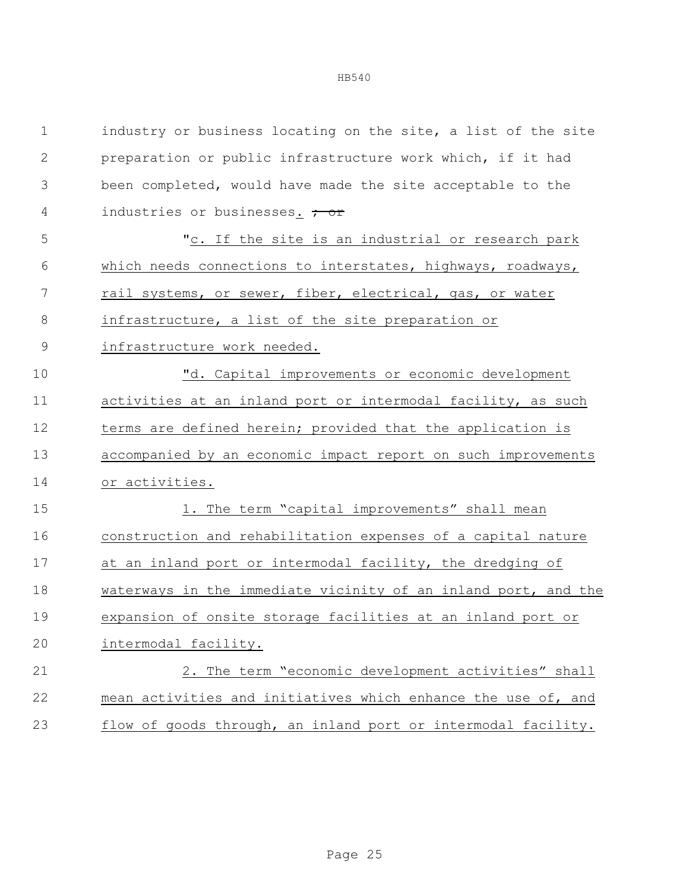industry or business locating on the site, a list of the site preparation or public infrastructure work which, if it had been completed, would have made the site acceptable to the industries or businesses. ~~; or~~

"c. If the site is an industrial or research park which needs connections to interstates, highways, roadways, rail systems, or sewer, fiber, electrical, gas, or water infrastructure, a list of the site preparation or infrastructure work needed.

"d. Capital improvements or economic development activities at an inland port or intermodal facility, as such terms are defined herein; provided that the application is accompanied by an economic impact report on such improvements or activities.

1. The term "capital improvements" shall mean construction and rehabilitation expenses of a capital nature at an inland port or intermodal facility, the dredging of waterways in the immediate vicinity of an inland port, and the expansion of onsite storage facilities at an inland port or intermodal facility.

2. The term "economic development activities" shall mean activities and initiatives which enhance the use of, and flow of goods through, an inland port or intermodal facility.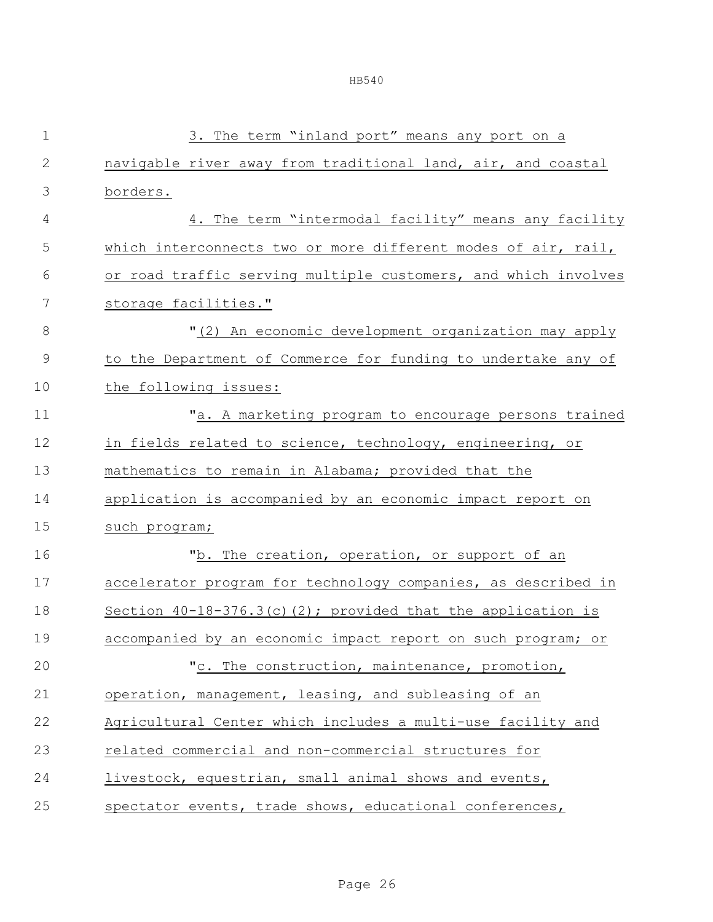3. The term "inland port" means any port on a navigable river away from traditional land, air, and coastal borders.

4. The term "intermodal facility" means any facility which interconnects two or more different modes of air, rail, or road traffic serving multiple customers, and which involves storage facilities."

"(2) An economic development organization may apply to the Department of Commerce for funding to undertake any of the following issues:

"a. A marketing program to encourage persons trained in fields related to science, technology, engineering, or mathematics to remain in Alabama; provided that the application is accompanied by an economic impact report on such program;

"b. The creation, operation, or support of an accelerator program for technology companies, as described in Section 40-18-376.3(c)(2); provided that the application is accompanied by an economic impact report on such program; or

"c. The construction, maintenance, promotion, operation, management, leasing, and subleasing of an Agricultural Center which includes a multi-use facility and related commercial and non-commercial structures for livestock, equestrian, small animal shows and events, spectator events, trade shows, educational conferences,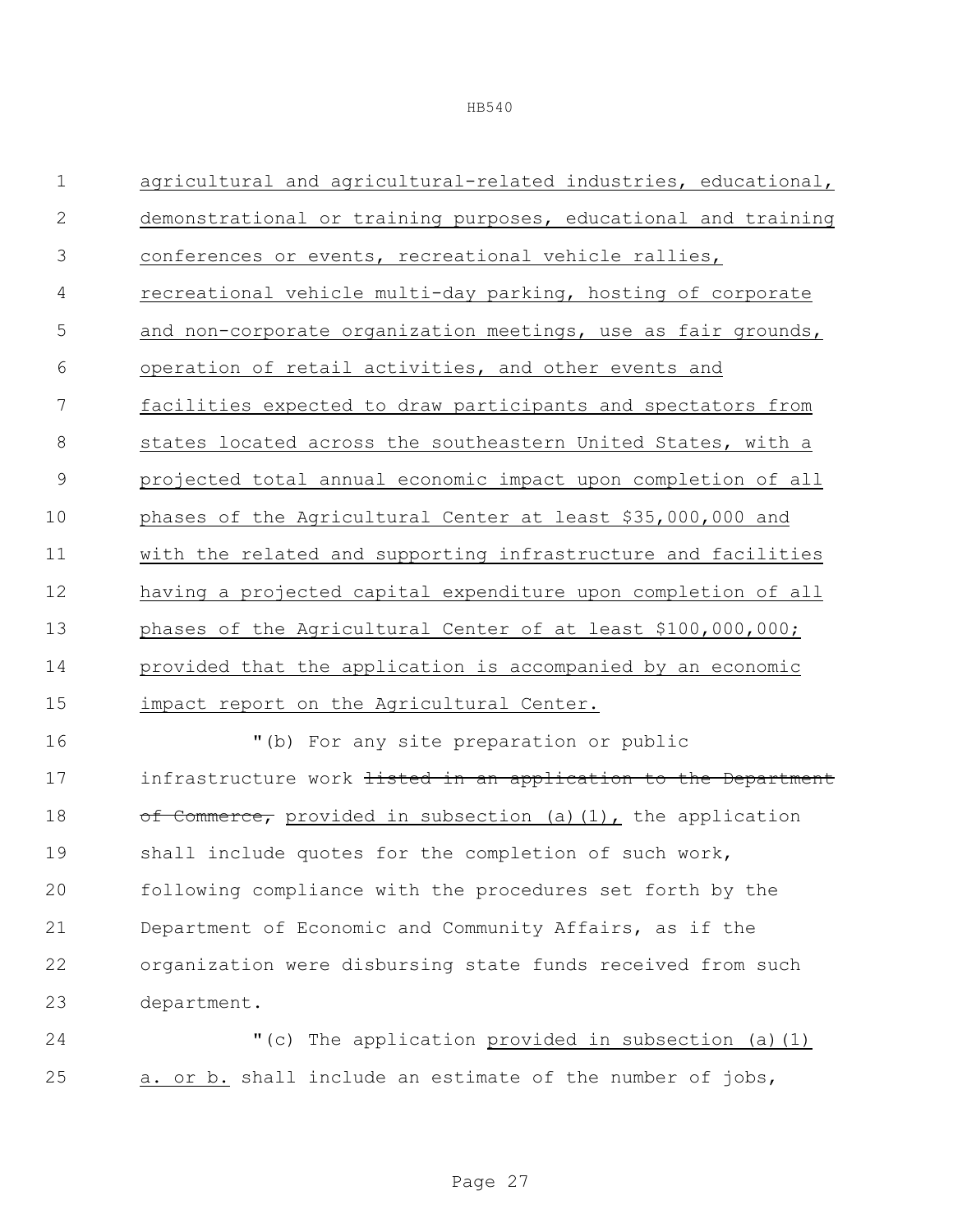agricultural and agricultural-related industries, educational, demonstrational or training purposes, educational and training conferences or events, recreational vehicle rallies, recreational vehicle multi-day parking, hosting of corporate and non-corporate organization meetings, use as fair grounds, operation of retail activities, and other events and facilities expected to draw participants and spectators from states located across the southeastern United States, with a projected total annual economic impact upon completion of all phases of the Agricultural Center at least $35,000,000 and with the related and supporting infrastructure and facilities having a projected capital expenditure upon completion of all phases of the Agricultural Center of at least $100,000,000; provided that the application is accompanied by an economic impact report on the Agricultural Center.

"(b) For any site preparation or public infrastructure work ~~listed in an application to the Department of Commerce,~~ provided in subsection (a)(1), the application shall include quotes for the completion of such work, following compliance with the procedures set forth by the Department of Economic and Community Affairs, as if the organization were disbursing state funds received from such department.

"(c) The application provided in subsection (a)(1) a. or b. shall include an estimate of the number of jobs,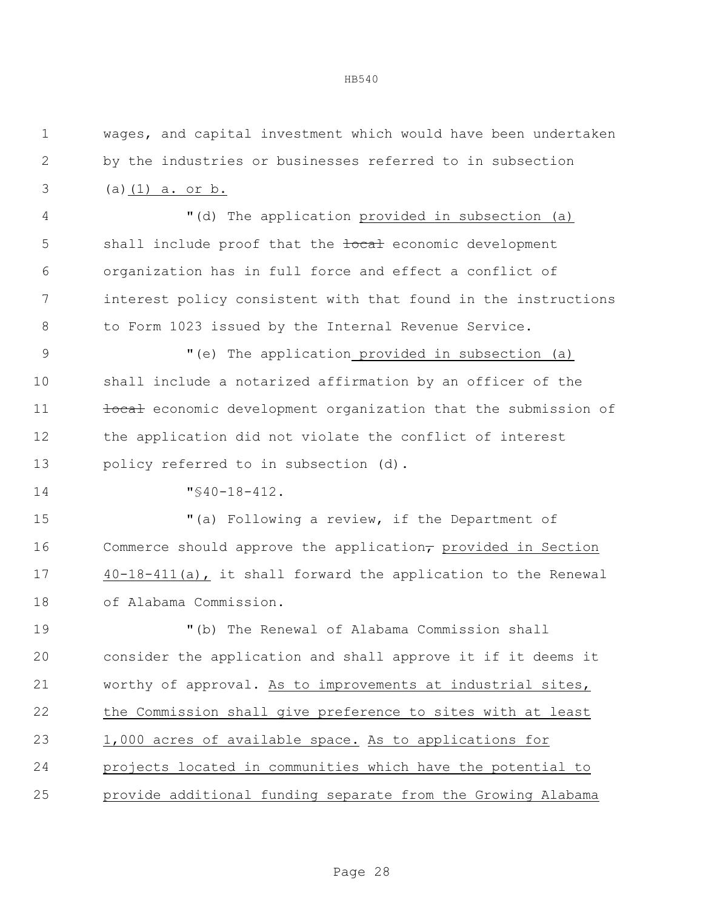wages, and capital investment which would have been undertaken by the industries or businesses referred to in subsection (a)(1) a. or b.

"(d) The application provided in subsection (a) shall include proof that the ~~local~~ economic development organization has in full force and effect a conflict of interest policy consistent with that found in the instructions to Form 1023 issued by the Internal Revenue Service.

"(e) The application provided in subsection (a) shall include a notarized affirmation by an officer of the ~~local~~ economic development organization that the submission of the application did not violate the conflict of interest policy referred to in subsection (d).

"§40-18-412.

"(a) Following a review, if the Department of Commerce should approve the application~~,~~ provided in Section 40-18-411(a), it shall forward the application to the Renewal of Alabama Commission.

"(b) The Renewal of Alabama Commission shall consider the application and shall approve it if it deems it worthy of approval. As to improvements at industrial sites, the Commission shall give preference to sites with at least 1,000 acres of available space. As to applications for projects located in communities which have the potential to provide additional funding separate from the Growing Alabama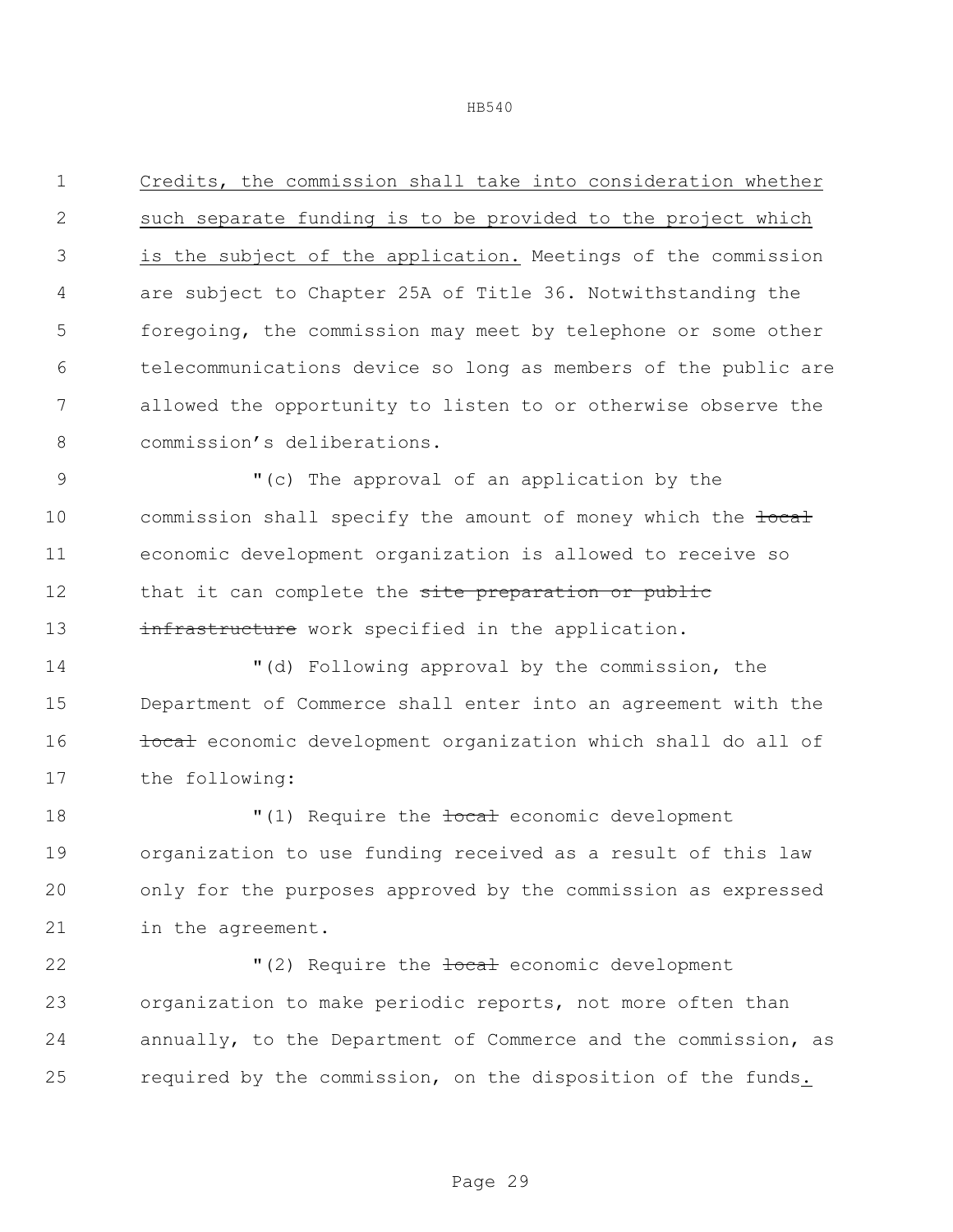Credits, the commission shall take into consideration whether such separate funding is to be provided to the project which is the subject of the application. Meetings of the commission are subject to Chapter 25A of Title 36. Notwithstanding the foregoing, the commission may meet by telephone or some other telecommunications device so long as members of the public are allowed the opportunity to listen to or otherwise observe the commission's deliberations.

"(c) The approval of an application by the commission shall specify the amount of money which the ~~local~~ economic development organization is allowed to receive so that it can complete the ~~site preparation or public infrastructure~~ work specified in the application.

"(d) Following approval by the commission, the Department of Commerce shall enter into an agreement with the ~~local~~ economic development organization which shall do all of the following:

"(1) Require the ~~local~~ economic development organization to use funding received as a result of this law only for the purposes approved by the commission as expressed in the agreement.

"(2) Require the ~~local~~ economic development organization to make periodic reports, not more often than annually, to the Department of Commerce and the commission, as required by the commission, on the disposition of the funds.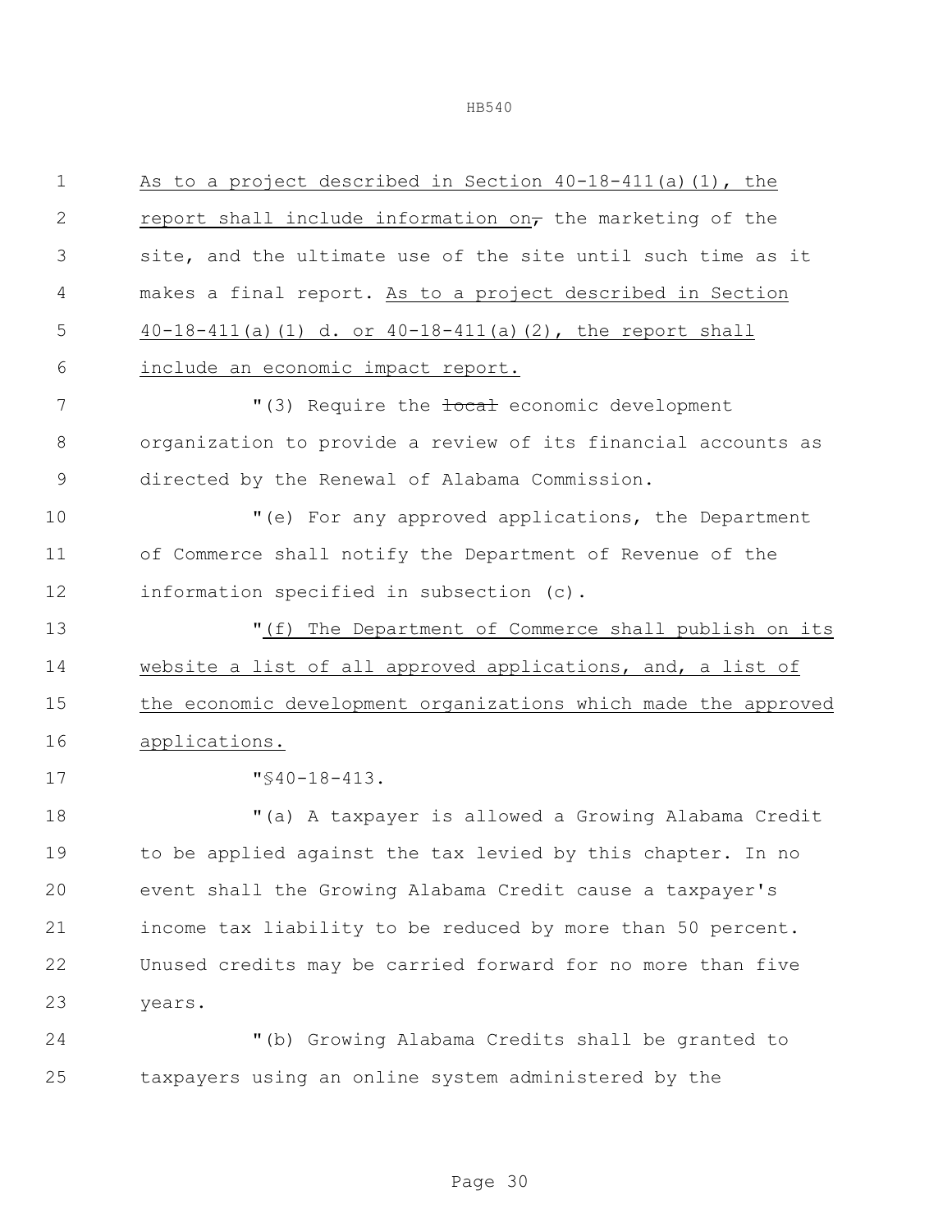As to a project described in Section 40-18-411(a)(1), the report shall include information on, the marketing of the site, and the ultimate use of the site until such time as it makes a final report. As to a project described in Section 40-18-411(a)(1) d. or 40-18-411(a)(2), the report shall include an economic impact report.

"(3) Require the local economic development organization to provide a review of its financial accounts as directed by the Renewal of Alabama Commission.

"(e) For any approved applications, the Department of Commerce shall notify the Department of Revenue of the information specified in subsection (c).

"(f) The Department of Commerce shall publish on its website a list of all approved applications, and, a list of the economic development organizations which made the approved applications.

"§40-18-413.

"(a) A taxpayer is allowed a Growing Alabama Credit to be applied against the tax levied by this chapter. In no event shall the Growing Alabama Credit cause a taxpayer's income tax liability to be reduced by more than 50 percent. Unused credits may be carried forward for no more than five years.

"(b) Growing Alabama Credits shall be granted to taxpayers using an online system administered by the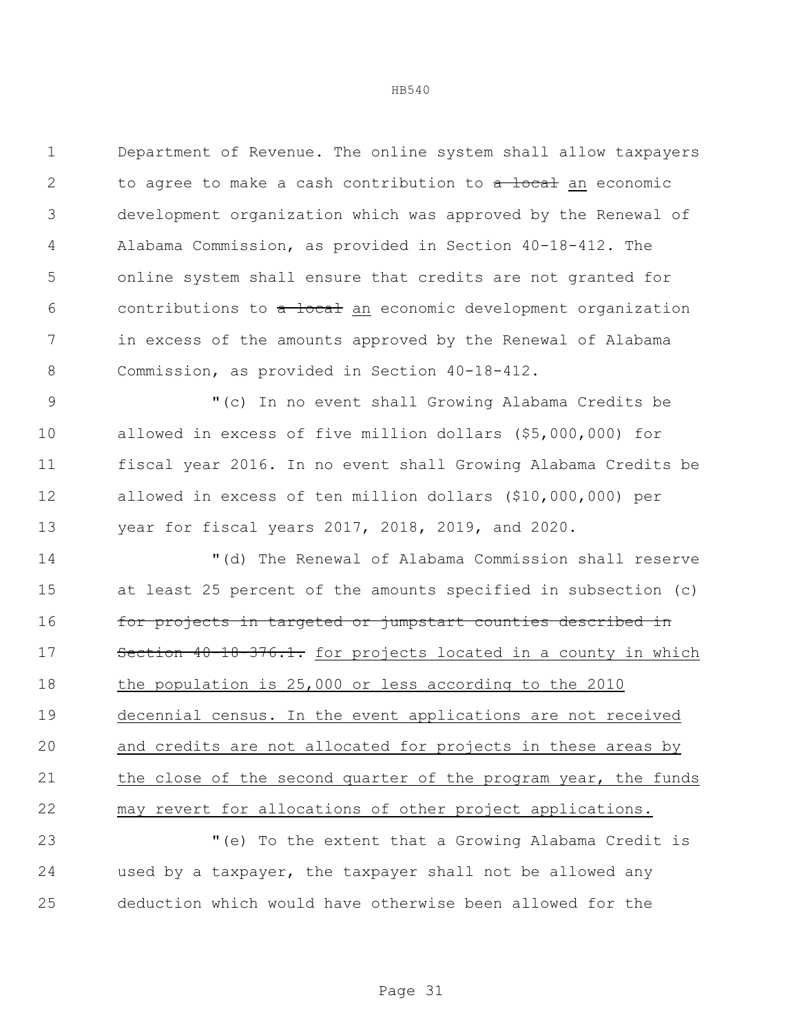Department of Revenue. The online system shall allow taxpayers to agree to make a cash contribution to ~~a local~~ an economic development organization which was approved by the Renewal of Alabama Commission, as provided in Section 40-18-412. The online system shall ensure that credits are not granted for contributions to ~~a local~~ an economic development organization in excess of the amounts approved by the Renewal of Alabama Commission, as provided in Section 40-18-412.

"(c) In no event shall Growing Alabama Credits be allowed in excess of five million dollars ($5,000,000) for fiscal year 2016. In no event shall Growing Alabama Credits be allowed in excess of ten million dollars ($10,000,000) per year for fiscal years 2017, 2018, 2019, and 2020.

"(d) The Renewal of Alabama Commission shall reserve at least 25 percent of the amounts specified in subsection (c) ~~for projects in targeted or jumpstart counties described in Section 40-18-376.1.~~ for projects located in a county in which the population is 25,000 or less according to the 2010 decennial census. In the event applications are not received and credits are not allocated for projects in these areas by the close of the second quarter of the program year, the funds may revert for allocations of other project applications.

"(e) To the extent that a Growing Alabama Credit is used by a taxpayer, the taxpayer shall not be allowed any deduction which would have otherwise been allowed for the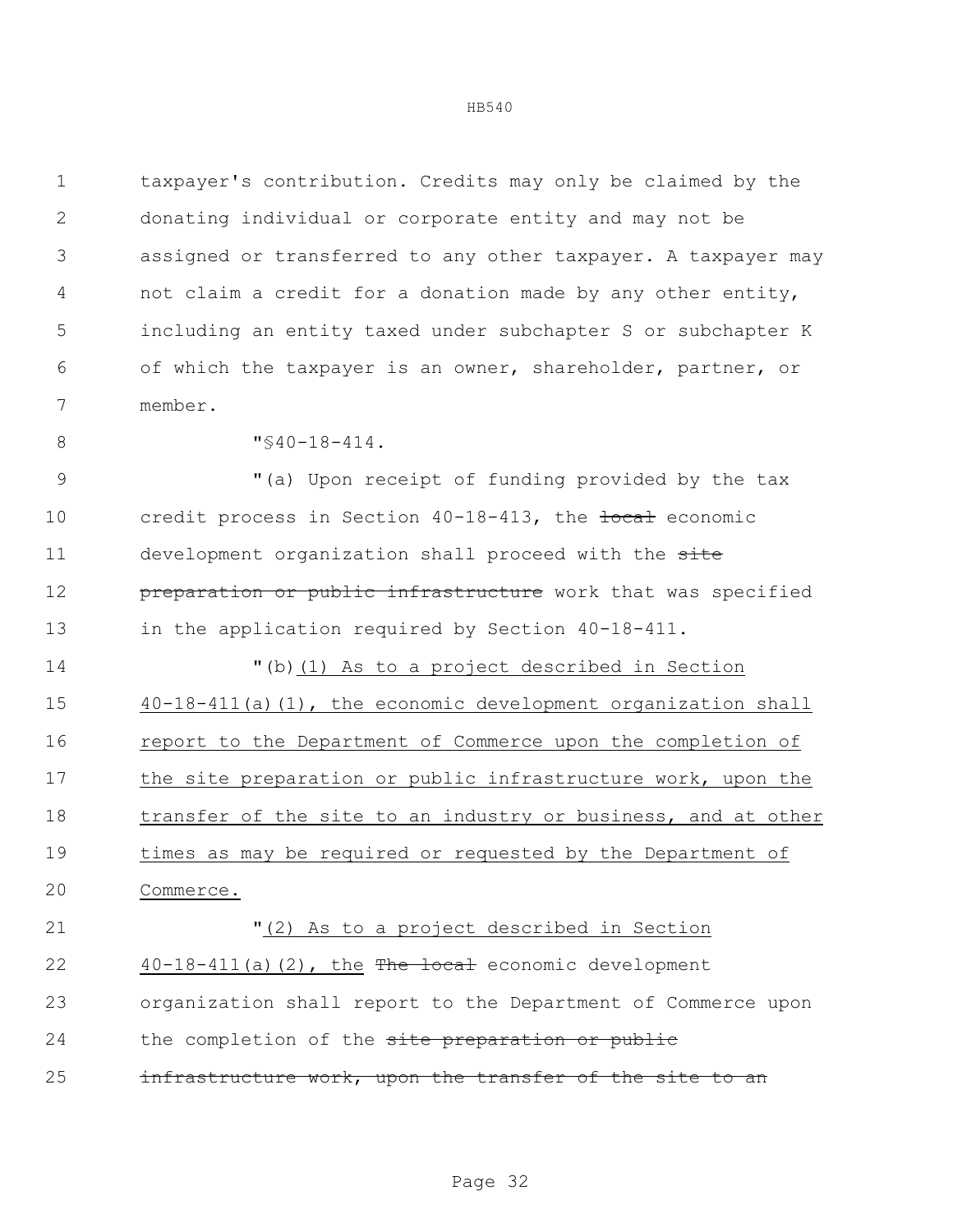taxpayer's contribution. Credits may only be claimed by the donating individual or corporate entity and may not be assigned or transferred to any other taxpayer. A taxpayer may not claim a credit for a donation made by any other entity, including an entity taxed under subchapter S or subchapter K of which the taxpayer is an owner, shareholder, partner, or member.

"§40-18-414.

"(a) Upon receipt of funding provided by the tax credit process in Section 40-18-413, the ~~local~~ economic development organization shall proceed with the ~~site preparation or public infrastructure~~ work that was specified in the application required by Section 40-18-411.

"(b)(1) As to a project described in Section 40-18-411(a)(1), the economic development organization shall report to the Department of Commerce upon the completion of the site preparation or public infrastructure work, upon the transfer of the site to an industry or business, and at other times as may be required or requested by the Department of Commerce.

"(2) As to a project described in Section 40-18-411(a)(2), the ~~The local~~ economic development organization shall report to the Department of Commerce upon the completion of the ~~site preparation or public infrastructure work, upon the transfer of the site to an~~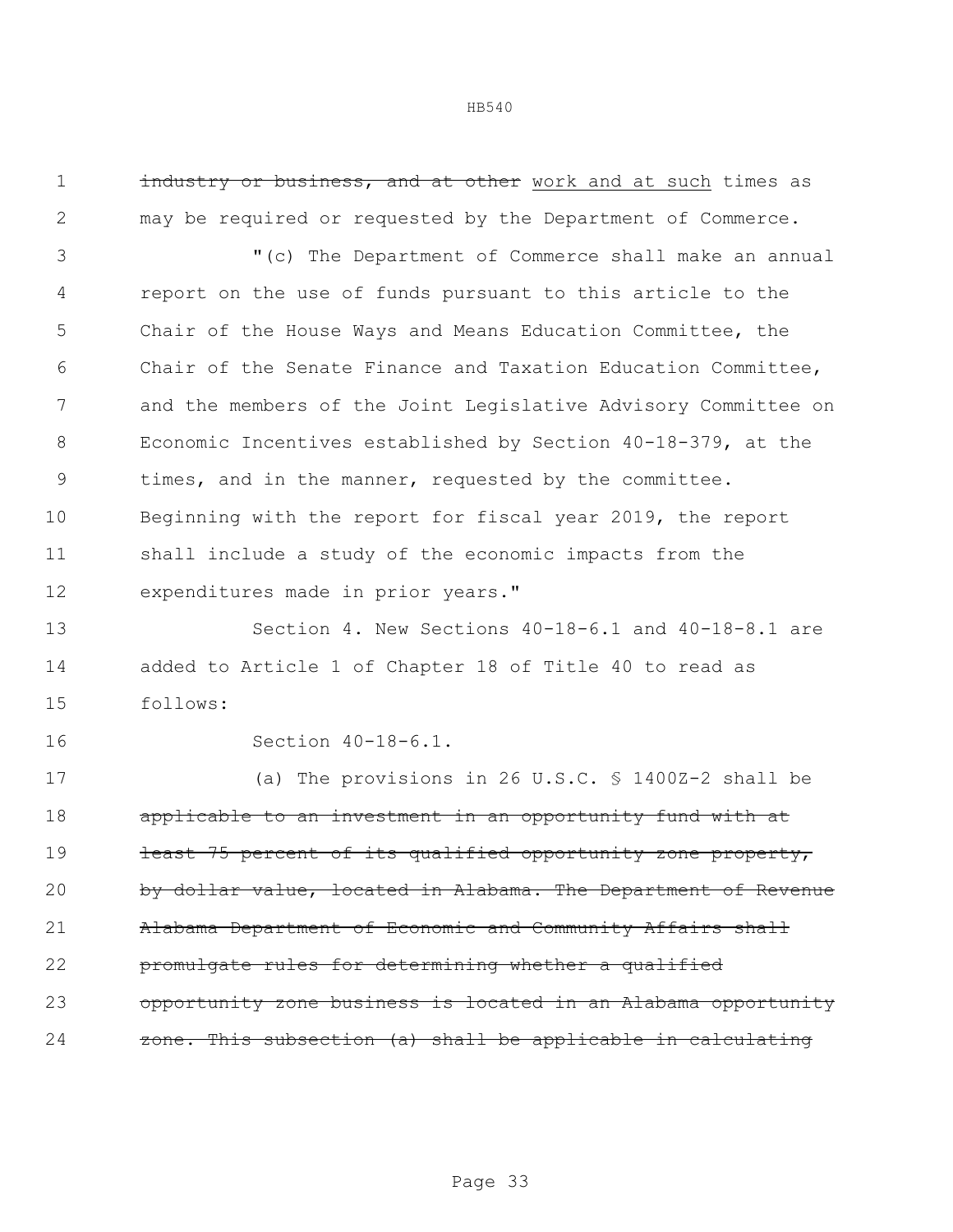~~industry or business, and at other~~ work and at such times as may be required or requested by the Department of Commerce.

"(c) The Department of Commerce shall make an annual report on the use of funds pursuant to this article to the Chair of the House Ways and Means Education Committee, the Chair of the Senate Finance and Taxation Education Committee, and the members of the Joint Legislative Advisory Committee on Economic Incentives established by Section 40-18-379, at the times, and in the manner, requested by the committee. Beginning with the report for fiscal year 2019, the report shall include a study of the economic impacts from the expenditures made in prior years."

Section 4. New Sections 40-18-6.1 and 40-18-8.1 are added to Article 1 of Chapter 18 of Title 40 to read as follows:

Section 40-18-6.1.

(a) The provisions in 26 U.S.C. § 1400Z-2 shall be ~~applicable to an investment in an opportunity fund with at least 75 percent of its qualified opportunity zone property, by dollar value, located in Alabama. The Department of Revenue Alabama Department of Economic and Community Affairs shall promulgate rules for determining whether a qualified opportunity zone business is located in an Alabama opportunity zone. This subsection (a) shall be applicable in calculating~~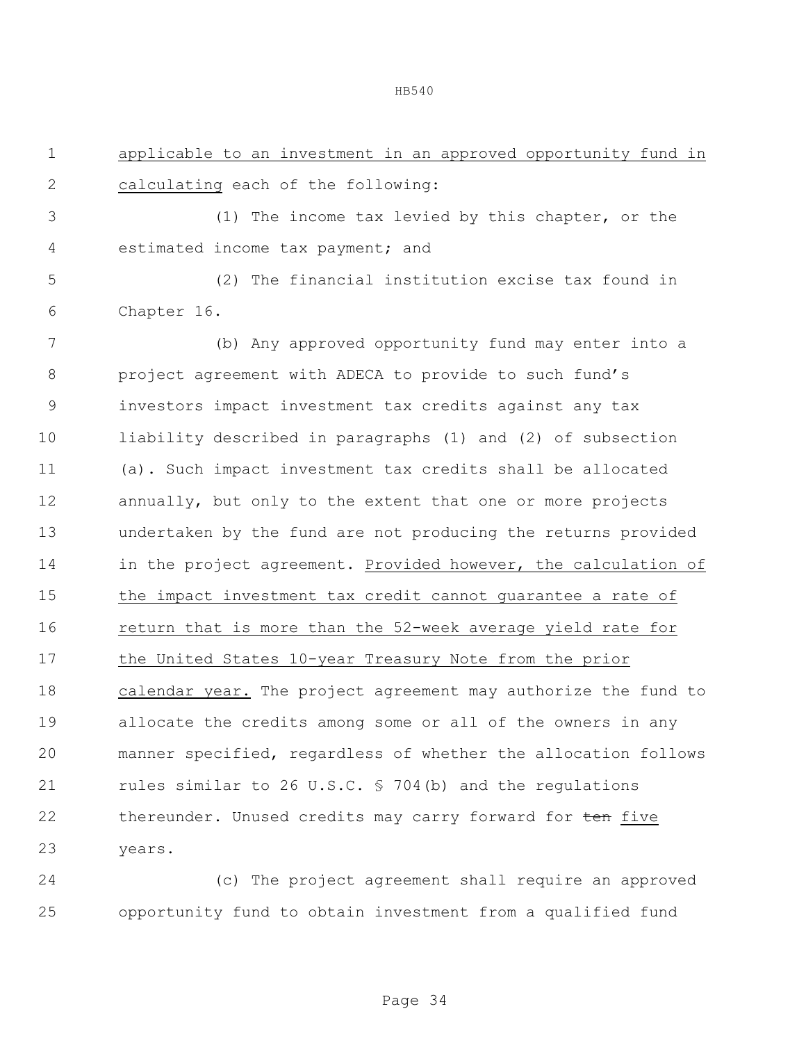applicable to an investment in an approved opportunity fund in calculating each of the following:

(1) The income tax levied by this chapter, or the estimated income tax payment; and

(2) The financial institution excise tax found in Chapter 16.

(b) Any approved opportunity fund may enter into a project agreement with ADECA to provide to such fund's investors impact investment tax credits against any tax liability described in paragraphs (1) and (2) of subsection (a). Such impact investment tax credits shall be allocated annually, but only to the extent that one or more projects undertaken by the fund are not producing the returns provided in the project agreement. Provided however, the calculation of the impact investment tax credit cannot guarantee a rate of return that is more than the 52-week average yield rate for the United States 10-year Treasury Note from the prior calendar year. The project agreement may authorize the fund to allocate the credits among some or all of the owners in any manner specified, regardless of whether the allocation follows rules similar to 26 U.S.C. § 704(b) and the regulations thereunder. Unused credits may carry forward for ~~ten~~ five years.

(c) The project agreement shall require an approved opportunity fund to obtain investment from a qualified fund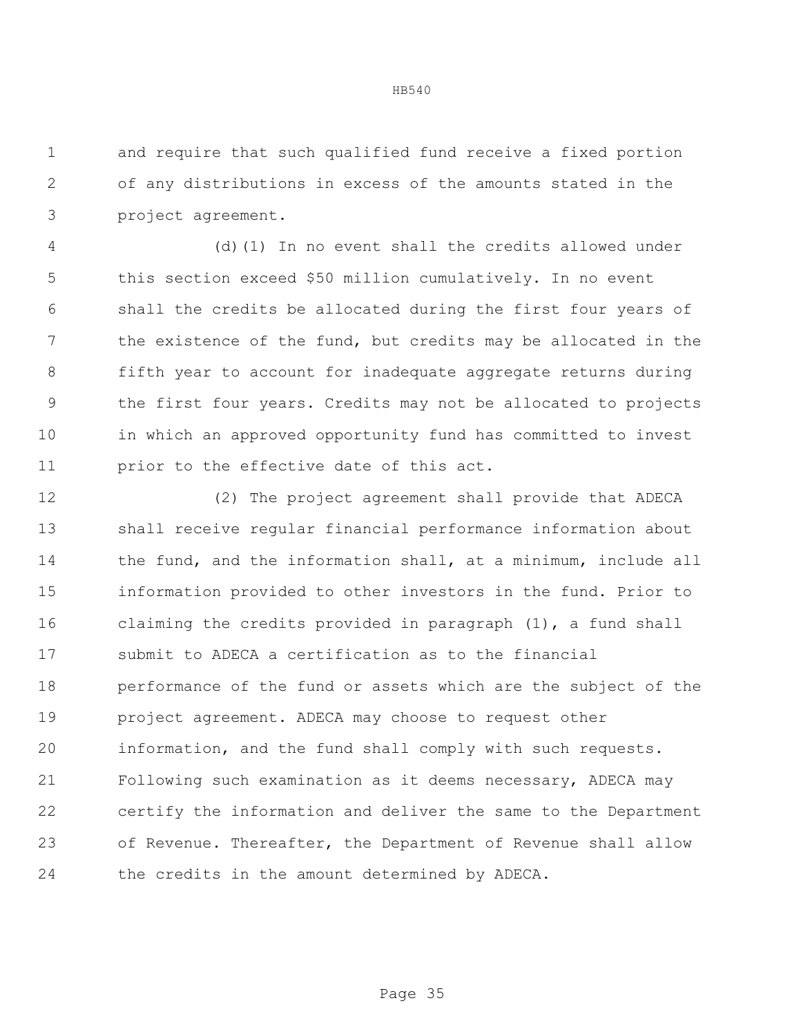and require that such qualified fund receive a fixed portion of any distributions in excess of the amounts stated in the project agreement.

(d)(1) In no event shall the credits allowed under this section exceed $50 million cumulatively. In no event shall the credits be allocated during the first four years of the existence of the fund, but credits may be allocated in the fifth year to account for inadequate aggregate returns during the first four years. Credits may not be allocated to projects in which an approved opportunity fund has committed to invest prior to the effective date of this act.

(2) The project agreement shall provide that ADECA shall receive regular financial performance information about the fund, and the information shall, at a minimum, include all information provided to other investors in the fund. Prior to claiming the credits provided in paragraph (1), a fund shall submit to ADECA a certification as to the financial performance of the fund or assets which are the subject of the project agreement. ADECA may choose to request other information, and the fund shall comply with such requests. Following such examination as it deems necessary, ADECA may certify the information and deliver the same to the Department of Revenue. Thereafter, the Department of Revenue shall allow the credits in the amount determined by ADECA.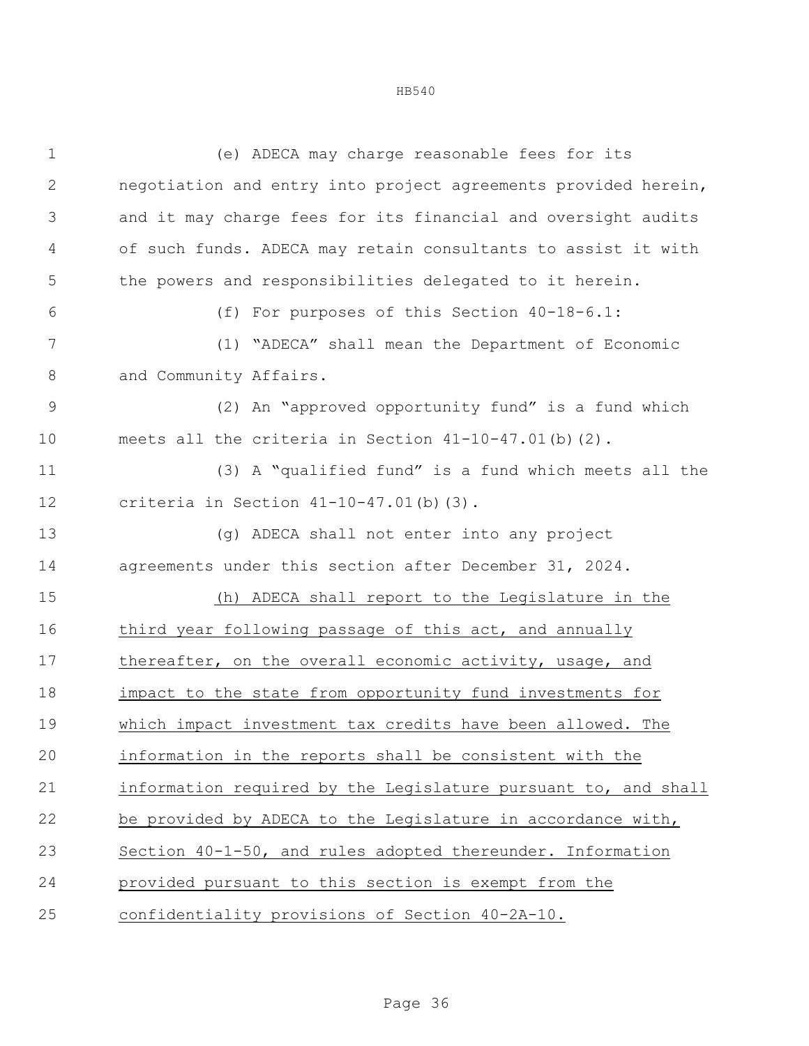(e) ADECA may charge reasonable fees for its negotiation and entry into project agreements provided herein, and it may charge fees for its financial and oversight audits of such funds. ADECA may retain consultants to assist it with the powers and responsibilities delegated to it herein.

(f) For purposes of this Section 40-18-6.1:

(1) "ADECA" shall mean the Department of Economic and Community Affairs.

(2) An "approved opportunity fund" is a fund which meets all the criteria in Section 41-10-47.01(b)(2).

(3) A "qualified fund" is a fund which meets all the criteria in Section 41-10-47.01(b)(3).

(g) ADECA shall not enter into any project agreements under this section after December 31, 2024.

<u>(h) ADECA shall report to the Legislature in the third year following passage of this act, and annually thereafter, on the overall economic activity, usage, and impact to the state from opportunity fund investments for which impact investment tax credits have been allowed. The information in the reports shall be consistent with the information required by the Legislature pursuant to, and shall be provided by ADECA to the Legislature in accordance with, Section 40-1-50, and rules adopted thereunder. Information provided pursuant to this section is exempt from the confidentiality provisions of Section 40-2A-10.</u>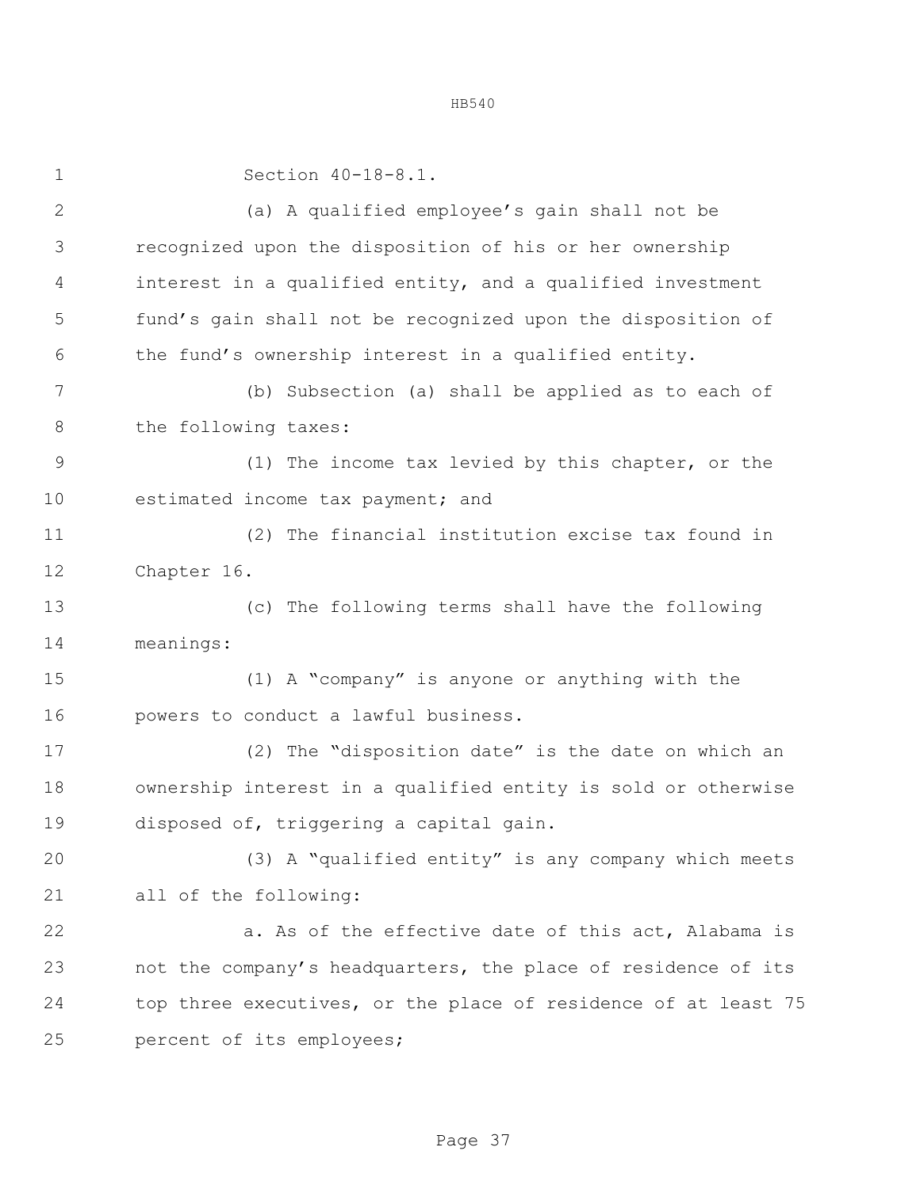Section 40-18-8.1.

(a) A qualified employee's gain shall not be recognized upon the disposition of his or her ownership interest in a qualified entity, and a qualified investment fund's gain shall not be recognized upon the disposition of the fund's ownership interest in a qualified entity.

(b) Subsection (a) shall be applied as to each of the following taxes:

(1) The income tax levied by this chapter, or the estimated income tax payment; and

(2) The financial institution excise tax found in Chapter 16.

(c) The following terms shall have the following meanings:

(1) A "company" is anyone or anything with the powers to conduct a lawful business.

(2) The "disposition date" is the date on which an ownership interest in a qualified entity is sold or otherwise disposed of, triggering a capital gain.

(3) A "qualified entity" is any company which meets all of the following:

a. As of the effective date of this act, Alabama is not the company's headquarters, the place of residence of its top three executives, or the place of residence of at least 75 percent of its employees;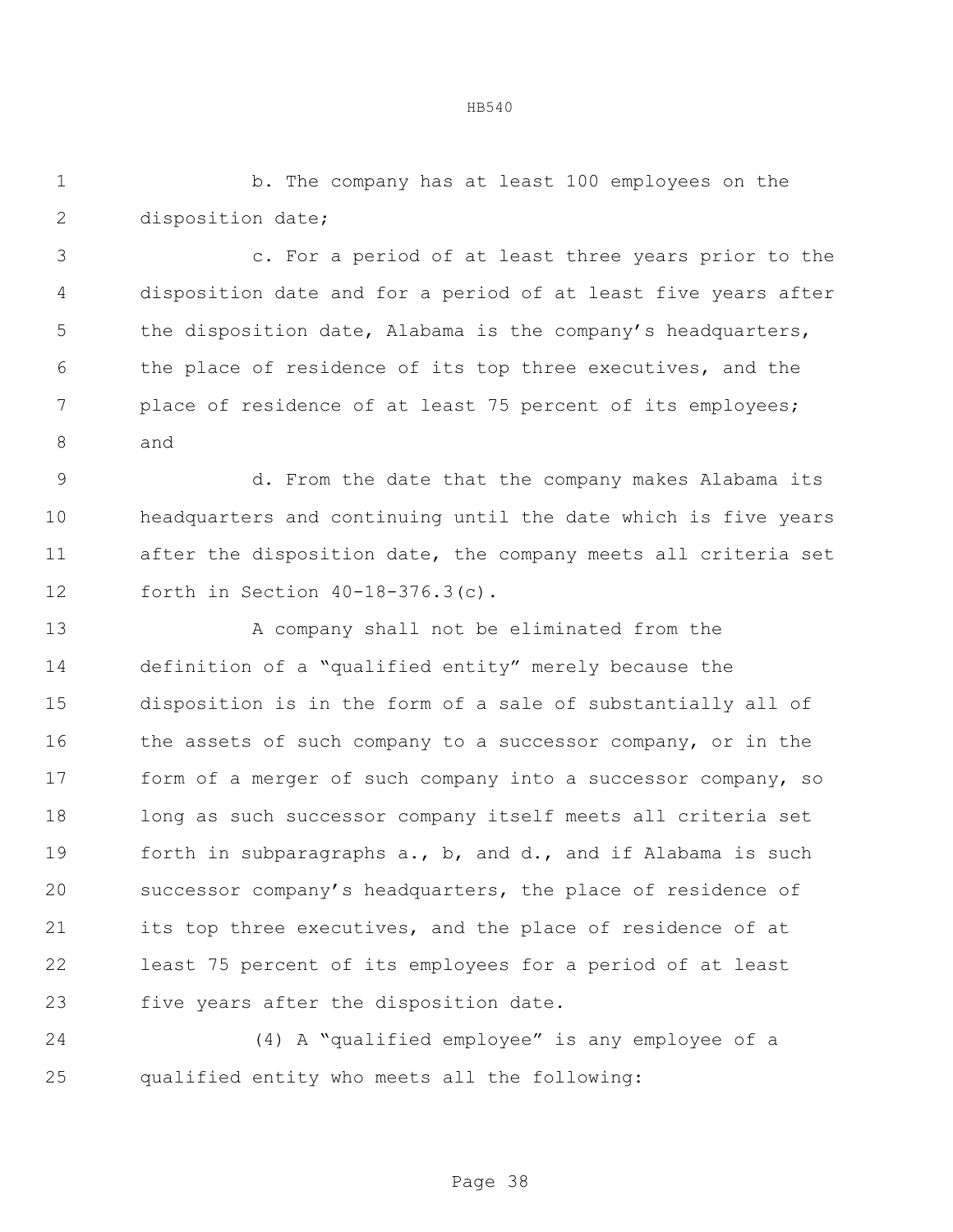b. The company has at least 100 employees on the disposition date;

c. For a period of at least three years prior to the disposition date and for a period of at least five years after the disposition date, Alabama is the company's headquarters, the place of residence of its top three executives, and the place of residence of at least 75 percent of its employees; and

d. From the date that the company makes Alabama its headquarters and continuing until the date which is five years after the disposition date, the company meets all criteria set forth in Section 40-18-376.3(c).

A company shall not be eliminated from the definition of a "qualified entity" merely because the disposition is in the form of a sale of substantially all of the assets of such company to a successor company, or in the form of a merger of such company into a successor company, so long as such successor company itself meets all criteria set forth in subparagraphs a., b, and d., and if Alabama is such successor company's headquarters, the place of residence of its top three executives, and the place of residence of at least 75 percent of its employees for a period of at least five years after the disposition date.

(4) A "qualified employee" is any employee of a qualified entity who meets all the following: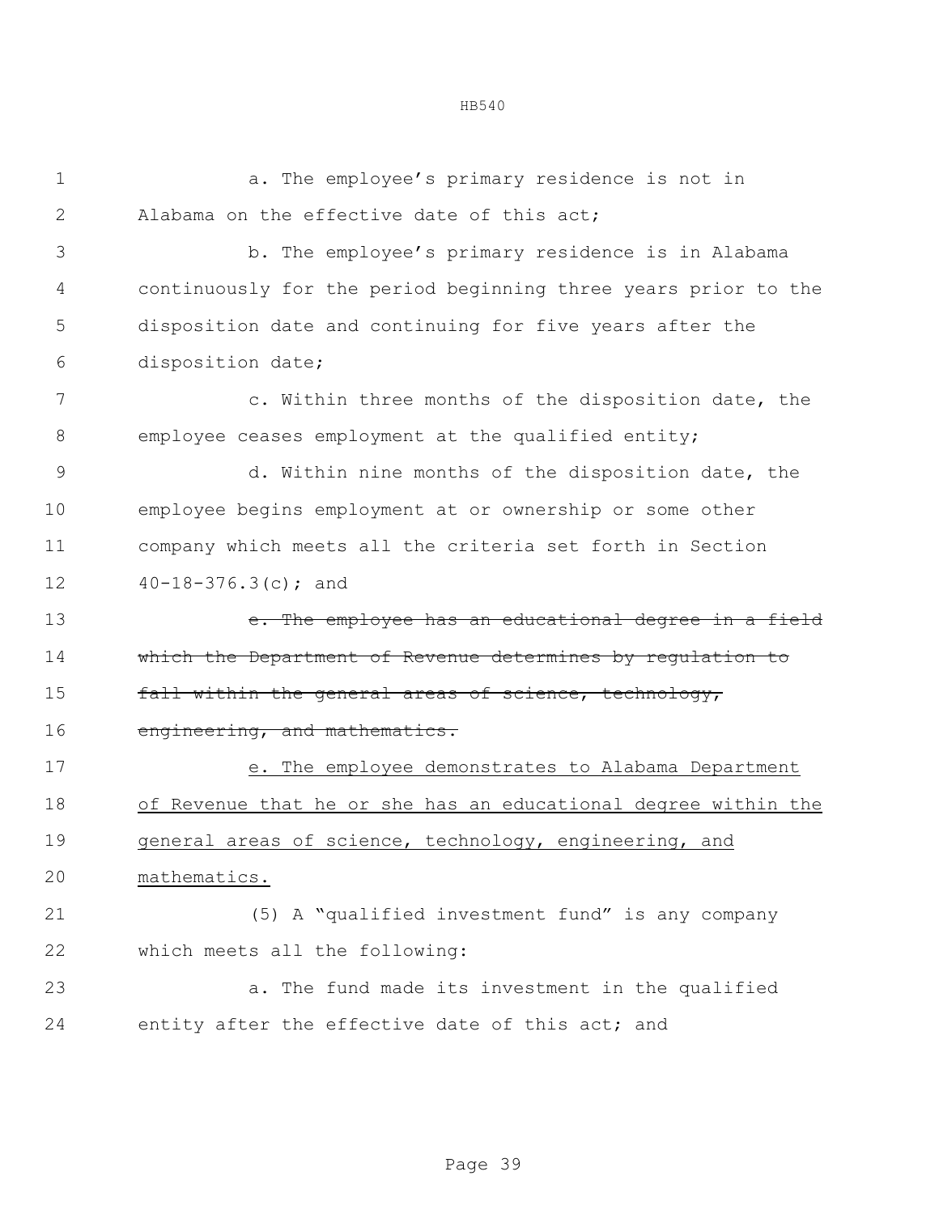a. The employee's primary residence is not in Alabama on the effective date of this act;

b. The employee's primary residence is in Alabama continuously for the period beginning three years prior to the disposition date and continuing for five years after the disposition date;

c. Within three months of the disposition date, the employee ceases employment at the qualified entity;

d. Within nine months of the disposition date, the employee begins employment at or ownership or some other company which meets all the criteria set forth in Section 40-18-376.3(c); and

~~e. The employee has an educational degree in a field which the Department of Revenue determines by regulation to fall within the general areas of science, technology, engineering, and mathematics.~~

<u>e. The employee demonstrates to Alabama Department of Revenue that he or she has an educational degree within the general areas of science, technology, engineering, and mathematics.</u>

(5) A "qualified investment fund" is any company which meets all the following:

a. The fund made its investment in the qualified entity after the effective date of this act; and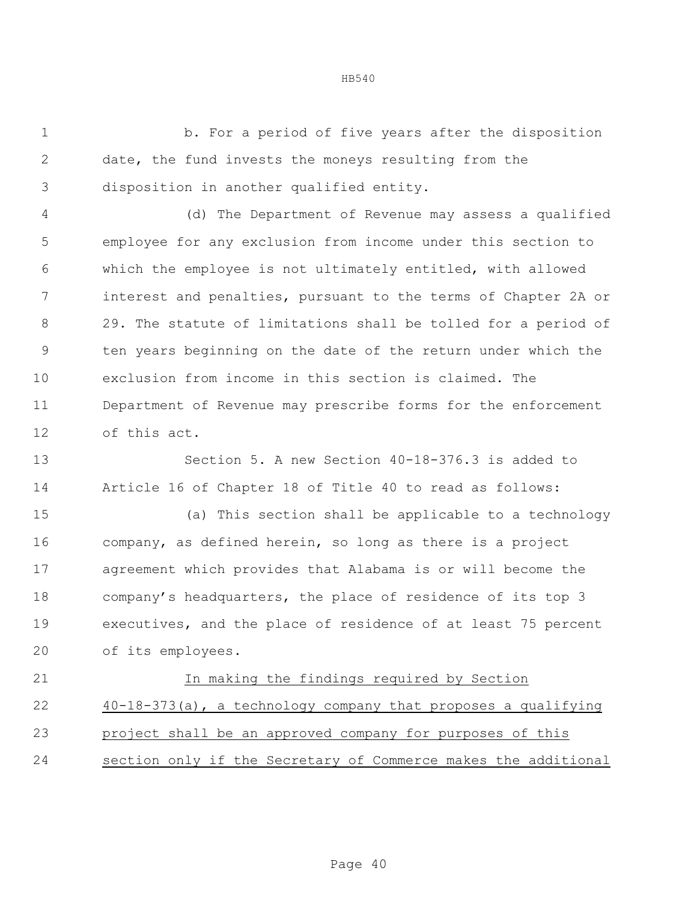b. For a period of five years after the disposition date, the fund invests the moneys resulting from the disposition in another qualified entity.

(d) The Department of Revenue may assess a qualified employee for any exclusion from income under this section to which the employee is not ultimately entitled, with allowed interest and penalties, pursuant to the terms of Chapter 2A or 29. The statute of limitations shall be tolled for a period of ten years beginning on the date of the return under which the exclusion from income in this section is claimed. The Department of Revenue may prescribe forms for the enforcement of this act.

Section 5. A new Section 40-18-376.3 is added to Article 16 of Chapter 18 of Title 40 to read as follows:

(a) This section shall be applicable to a technology company, as defined herein, so long as there is a project agreement which provides that Alabama is or will become the company's headquarters, the place of residence of its top 3 executives, and the place of residence of at least 75 percent of its employees.

In making the findings required by Section 40-18-373(a), a technology company that proposes a qualifying project shall be an approved company for purposes of this section only if the Secretary of Commerce makes the additional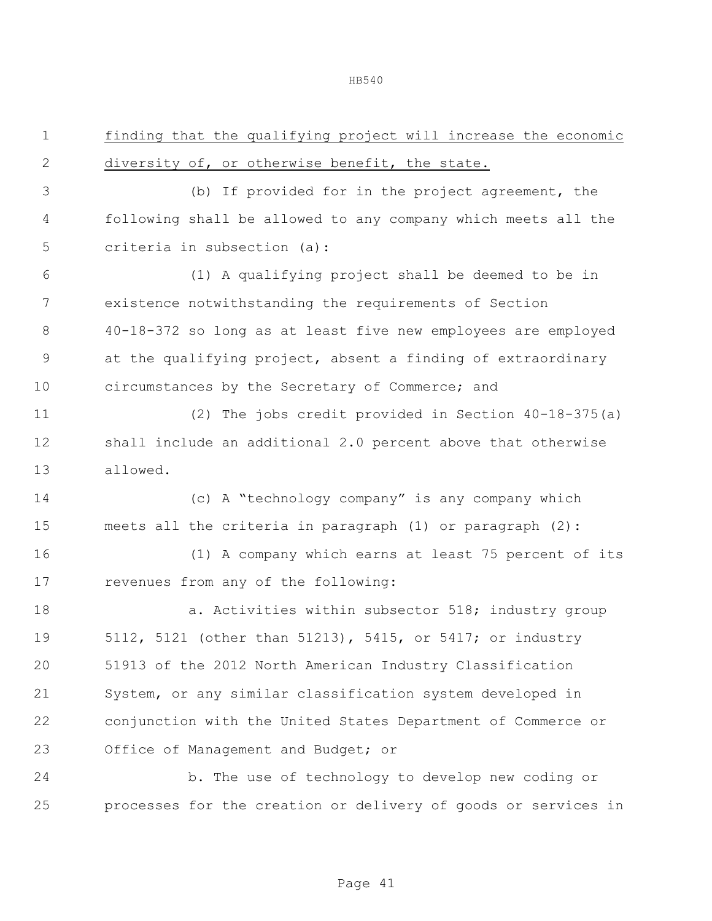finding that the qualifying project will increase the economic diversity of, or otherwise benefit, the state.

(b) If provided for in the project agreement, the following shall be allowed to any company which meets all the criteria in subsection (a):

(1) A qualifying project shall be deemed to be in existence notwithstanding the requirements of Section 40-18-372 so long as at least five new employees are employed at the qualifying project, absent a finding of extraordinary circumstances by the Secretary of Commerce; and

(2) The jobs credit provided in Section 40-18-375(a) shall include an additional 2.0 percent above that otherwise allowed.

(c) A "technology company" is any company which meets all the criteria in paragraph (1) or paragraph (2):

(1) A company which earns at least 75 percent of its revenues from any of the following:

a. Activities within subsector 518; industry group 5112, 5121 (other than 51213), 5415, or 5417; or industry 51913 of the 2012 North American Industry Classification System, or any similar classification system developed in conjunction with the United States Department of Commerce or Office of Management and Budget; or

b. The use of technology to develop new coding or processes for the creation or delivery of goods or services in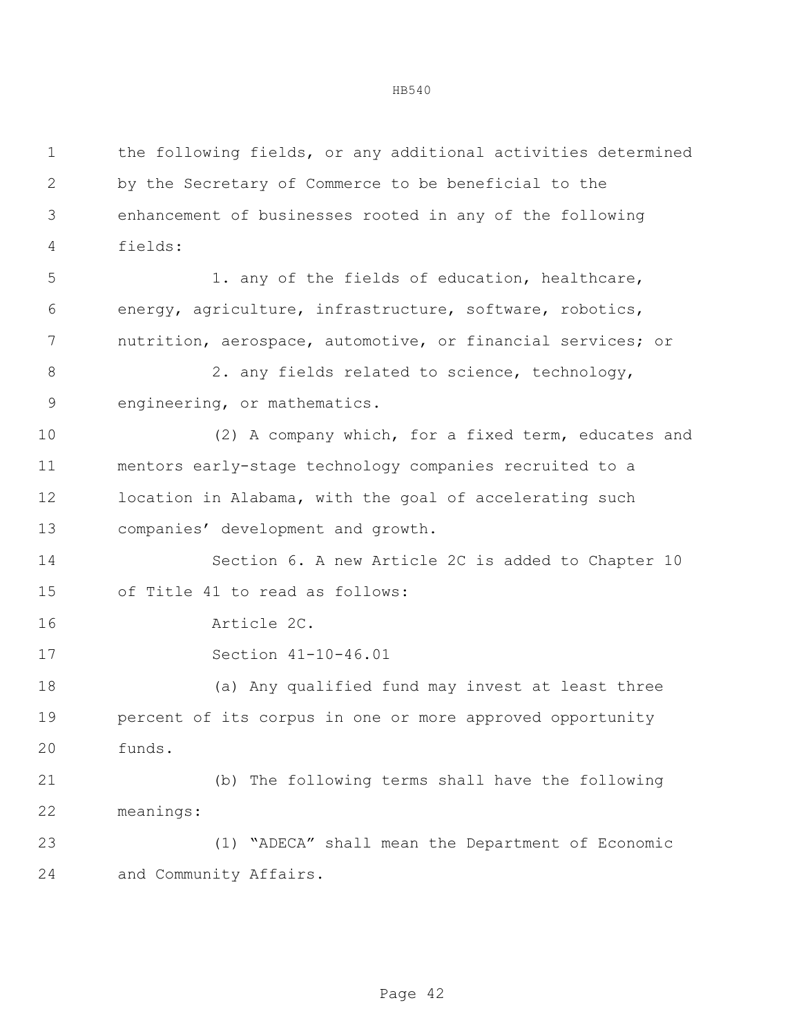the following fields, or any additional activities determined by the Secretary of Commerce to be beneficial to the enhancement of businesses rooted in any of the following fields:

1. any of the fields of education, healthcare, energy, agriculture, infrastructure, software, robotics, nutrition, aerospace, automotive, or financial services; or

2. any fields related to science, technology, engineering, or mathematics.

(2) A company which, for a fixed term, educates and mentors early-stage technology companies recruited to a location in Alabama, with the goal of accelerating such companies' development and growth.

Section 6. A new Article 2C is added to Chapter 10 of Title 41 to read as follows:

Article 2C.

Section 41-10-46.01

(a) Any qualified fund may invest at least three percent of its corpus in one or more approved opportunity funds.

(b) The following terms shall have the following meanings:

(1) "ADECA" shall mean the Department of Economic and Community Affairs.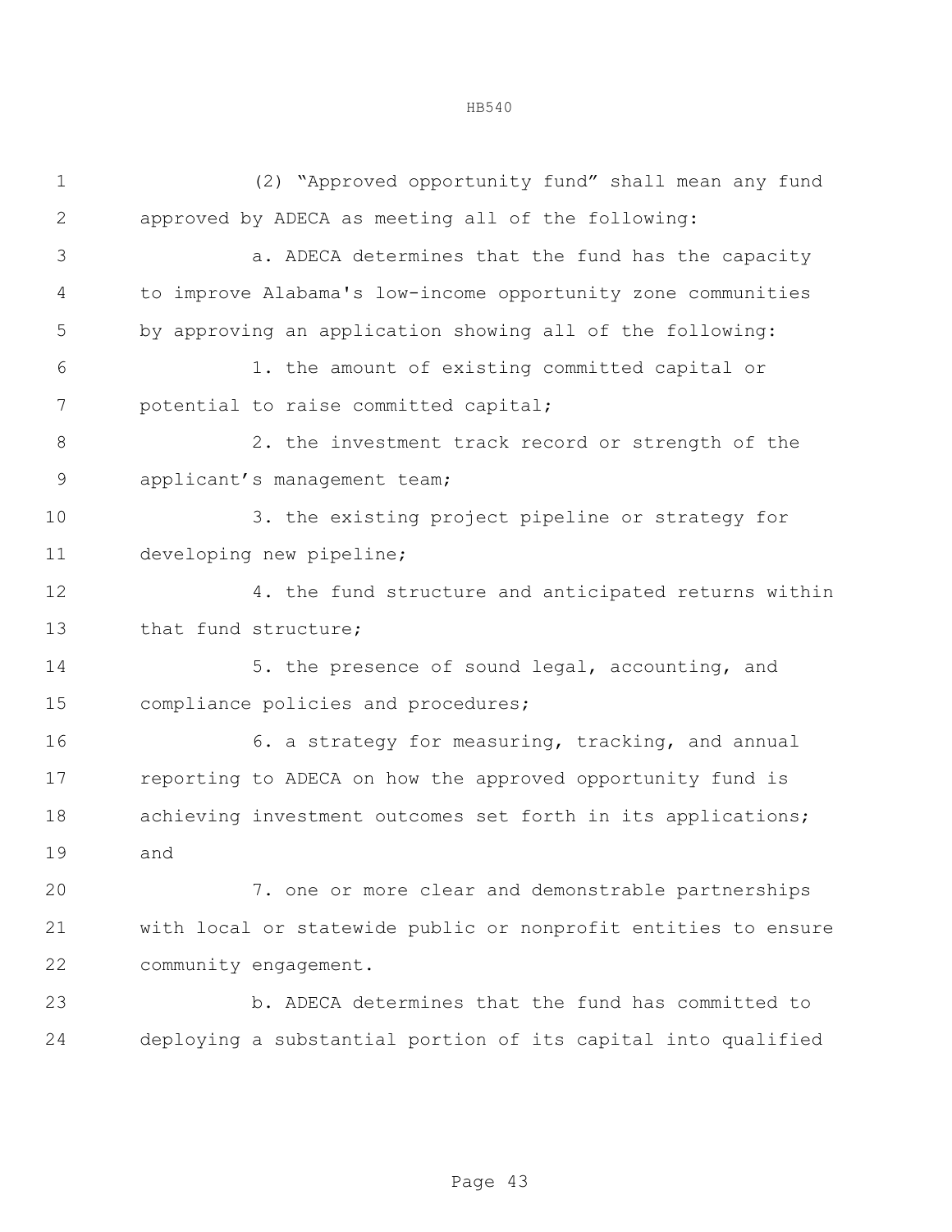(2) "Approved opportunity fund" shall mean any fund approved by ADECA as meeting all of the following:

a. ADECA determines that the fund has the capacity to improve Alabama's low-income opportunity zone communities by approving an application showing all of the following:

1. the amount of existing committed capital or potential to raise committed capital;

2. the investment track record or strength of the applicant's management team;

3. the existing project pipeline or strategy for developing new pipeline;

4. the fund structure and anticipated returns within that fund structure;

5. the presence of sound legal, accounting, and compliance policies and procedures;

6. a strategy for measuring, tracking, and annual reporting to ADECA on how the approved opportunity fund is achieving investment outcomes set forth in its applications; and

7. one or more clear and demonstrable partnerships with local or statewide public or nonprofit entities to ensure community engagement.

b. ADECA determines that the fund has committed to deploying a substantial portion of its capital into qualified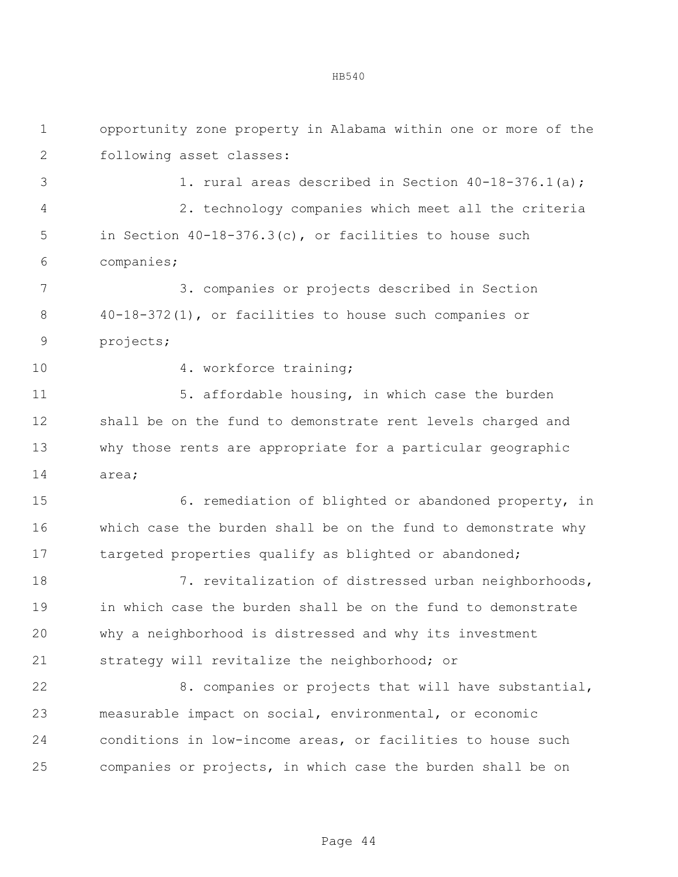opportunity zone property in Alabama within one or more of the following asset classes:

1. rural areas described in Section 40-18-376.1(a);

2. technology companies which meet all the criteria in Section 40-18-376.3(c), or facilities to house such companies;

3. companies or projects described in Section 40-18-372(1), or facilities to house such companies or projects;

4. workforce training;

5. affordable housing, in which case the burden shall be on the fund to demonstrate rent levels charged and why those rents are appropriate for a particular geographic area;

6. remediation of blighted or abandoned property, in which case the burden shall be on the fund to demonstrate why targeted properties qualify as blighted or abandoned;

7. revitalization of distressed urban neighborhoods, in which case the burden shall be on the fund to demonstrate why a neighborhood is distressed and why its investment strategy will revitalize the neighborhood; or

8. companies or projects that will have substantial, measurable impact on social, environmental, or economic conditions in low-income areas, or facilities to house such companies or projects, in which case the burden shall be on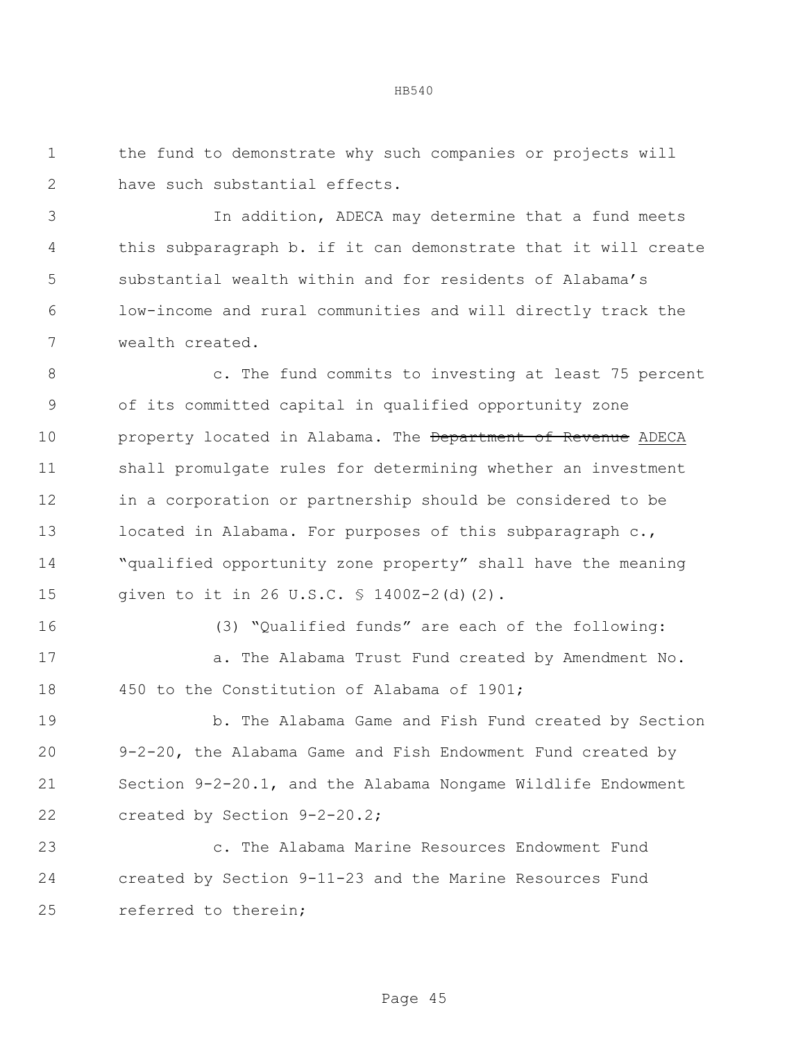the fund to demonstrate why such companies or projects will have such substantial effects.

In addition, ADECA may determine that a fund meets this subparagraph b. if it can demonstrate that it will create substantial wealth within and for residents of Alabama's low-income and rural communities and will directly track the wealth created.

c. The fund commits to investing at least 75 percent of its committed capital in qualified opportunity zone property located in Alabama. The ~~Department of Revenue~~ ADECA shall promulgate rules for determining whether an investment in a corporation or partnership should be considered to be located in Alabama. For purposes of this subparagraph c., "qualified opportunity zone property" shall have the meaning given to it in 26 U.S.C. § 1400Z-2(d)(2).

(3) "Qualified funds" are each of the following:

a. The Alabama Trust Fund created by Amendment No. 450 to the Constitution of Alabama of 1901;

b. The Alabama Game and Fish Fund created by Section 9-2-20, the Alabama Game and Fish Endowment Fund created by Section 9-2-20.1, and the Alabama Nongame Wildlife Endowment created by Section 9-2-20.2;

c. The Alabama Marine Resources Endowment Fund created by Section 9-11-23 and the Marine Resources Fund referred to therein;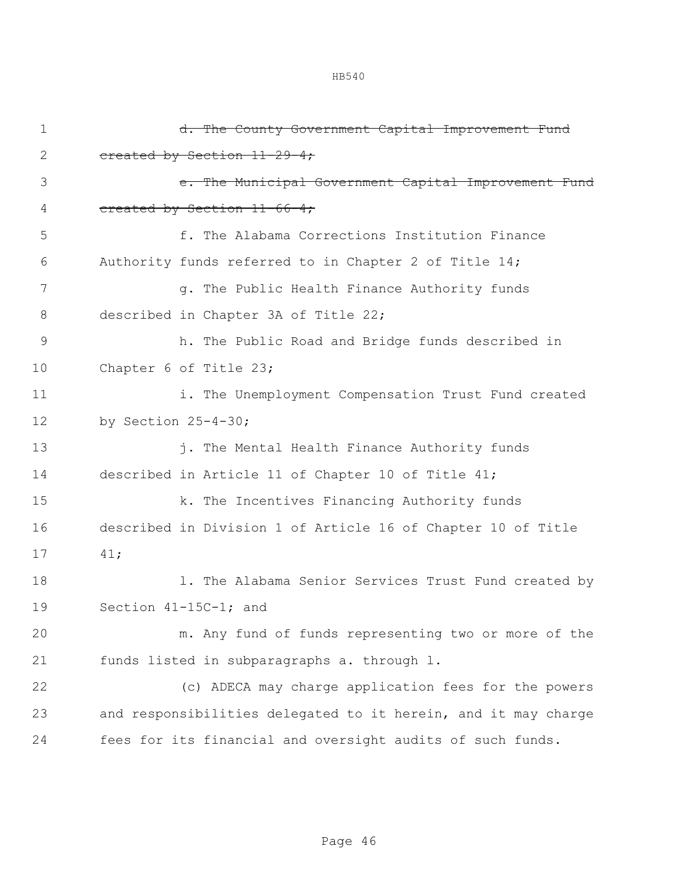~~d. The County Government Capital Improvement Fund created by Section 11-29-4;~~

~~e. The Municipal Government Capital Improvement Fund created by Section 11-66-4;~~

f. The Alabama Corrections Institution Finance Authority funds referred to in Chapter 2 of Title 14;

g. The Public Health Finance Authority funds described in Chapter 3A of Title 22;

h. The Public Road and Bridge funds described in Chapter 6 of Title 23;

i. The Unemployment Compensation Trust Fund created by Section 25-4-30;

j. The Mental Health Finance Authority funds described in Article 11 of Chapter 10 of Title 41;

k. The Incentives Financing Authority funds described in Division 1 of Article 16 of Chapter 10 of Title 41;

l. The Alabama Senior Services Trust Fund created by Section 41-15C-1; and

m. Any fund of funds representing two or more of the funds listed in subparagraphs a. through l.

(c) ADECA may charge application fees for the powers and responsibilities delegated to it herein, and it may charge fees for its financial and oversight audits of such funds.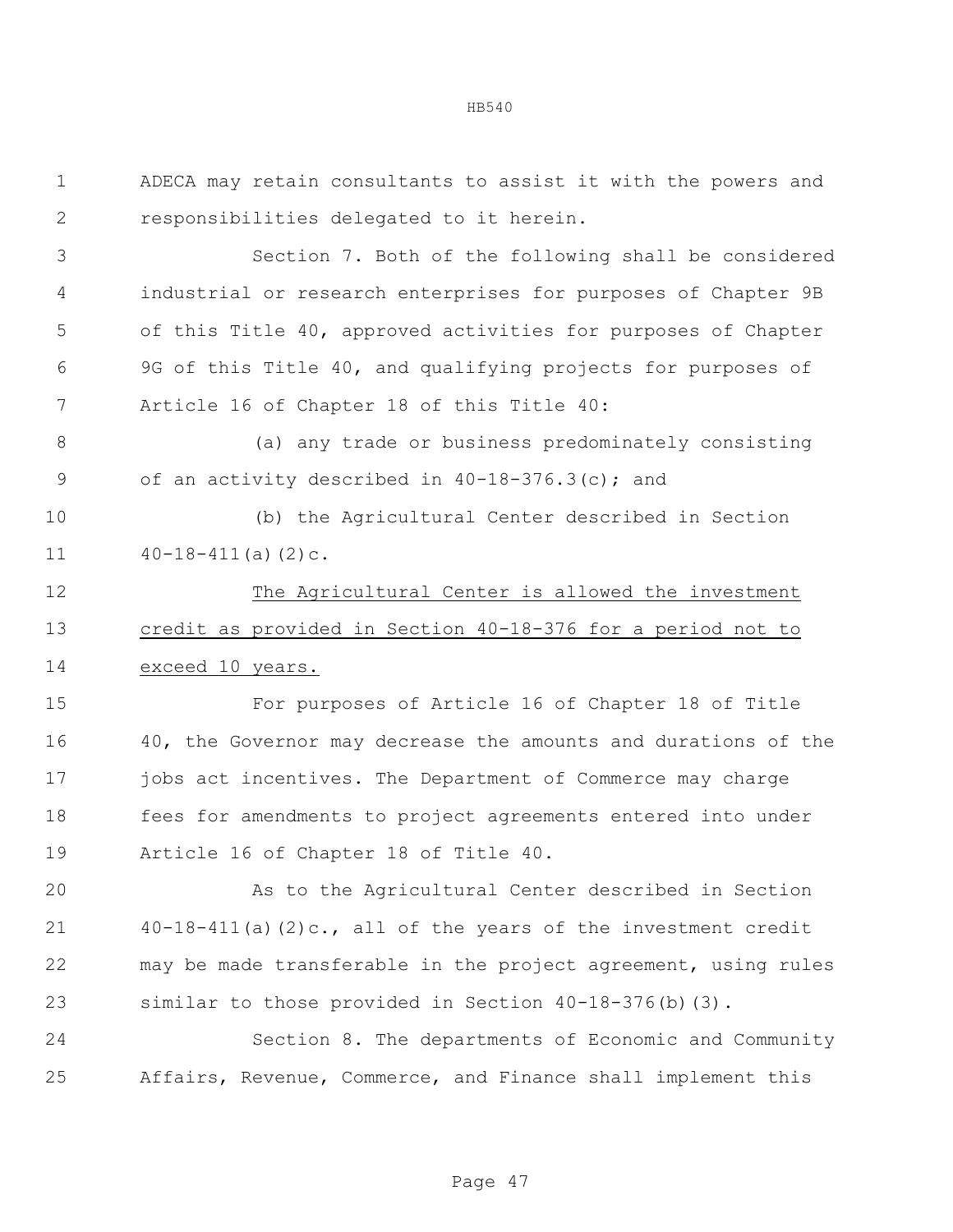ADECA may retain consultants to assist it with the powers and responsibilities delegated to it herein.

Section 7. Both of the following shall be considered industrial or research enterprises for purposes of Chapter 9B of this Title 40, approved activities for purposes of Chapter 9G of this Title 40, and qualifying projects for purposes of Article 16 of Chapter 18 of this Title 40:

(a) any trade or business predominately consisting of an activity described in 40-18-376.3(c); and

(b) the Agricultural Center described in Section 40-18-411(a)(2)c.

<u>The Agricultural Center is allowed the investment credit as provided in Section 40-18-376 for a period not to exceed 10 years.</u>

For purposes of Article 16 of Chapter 18 of Title 40, the Governor may decrease the amounts and durations of the jobs act incentives. The Department of Commerce may charge fees for amendments to project agreements entered into under Article 16 of Chapter 18 of Title 40.

As to the Agricultural Center described in Section 40-18-411(a)(2)c., all of the years of the investment credit may be made transferable in the project agreement, using rules similar to those provided in Section 40-18-376(b)(3).

Section 8. The departments of Economic and Community Affairs, Revenue, Commerce, and Finance shall implement this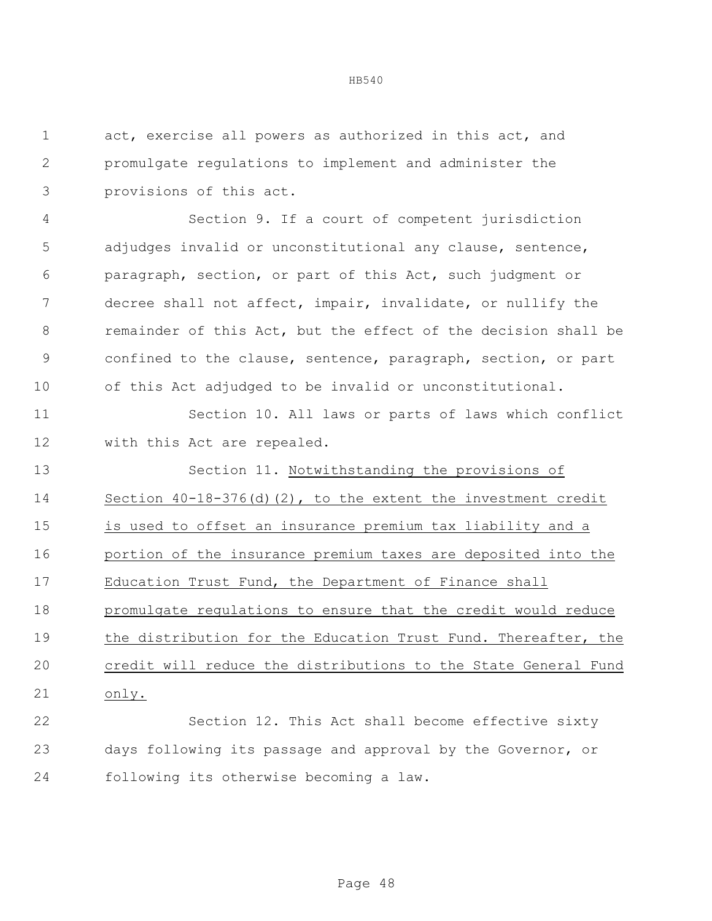act, exercise all powers as authorized in this act, and promulgate regulations to implement and administer the provisions of this act.

Section 9. If a court of competent jurisdiction adjudges invalid or unconstitutional any clause, sentence, paragraph, section, or part of this Act, such judgment or decree shall not affect, impair, invalidate, or nullify the remainder of this Act, but the effect of the decision shall be confined to the clause, sentence, paragraph, section, or part of this Act adjudged to be invalid or unconstitutional.

Section 10. All laws or parts of laws which conflict with this Act are repealed.

Section 11. <u>Notwithstanding the provisions of Section 40-18-376(d)(2), to the extent the investment credit is used to offset an insurance premium tax liability and a portion of the insurance premium taxes are deposited into the Education Trust Fund, the Department of Finance shall promulgate regulations to ensure that the credit would reduce the distribution for the Education Trust Fund. Thereafter, the credit will reduce the distributions to the State General Fund only.</u>

Section 12. This Act shall become effective sixty days following its passage and approval by the Governor, or following its otherwise becoming a law.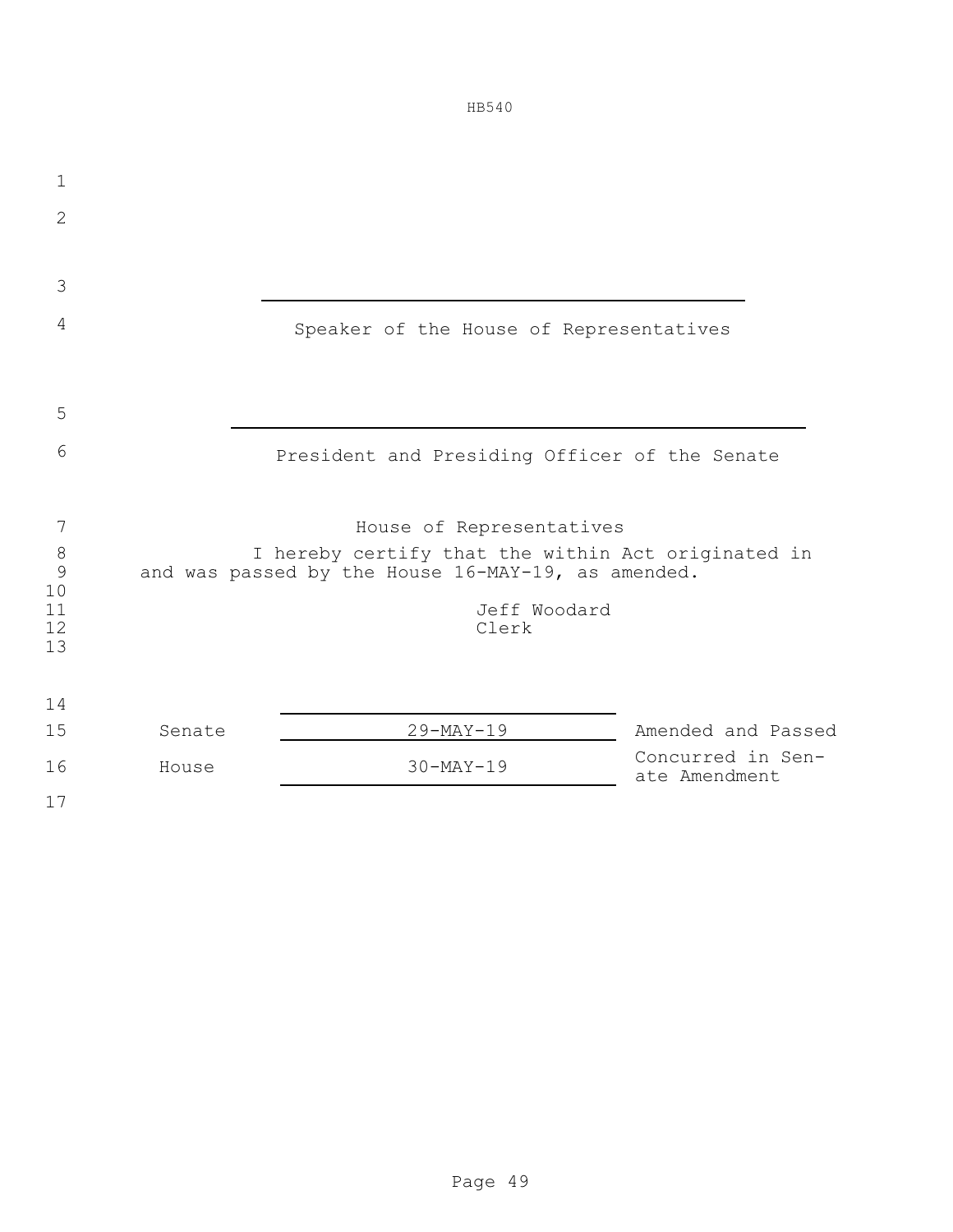\_\_\_\_\_\_\_\_\_\_\_\_\_\_\_\_\_\_\_\_\_\_\_\_\_\_\_\_\_\_\_\_\_\_\_\_\_\_\_\_\_\_

Speaker of the House of Representatives

\_\_\_\_\_\_\_\_\_\_\_\_\_\_\_\_\_\_\_\_\_\_\_\_\_\_\_\_\_\_\_\_\_\_\_\_\_\_\_\_\_\_

President and Presiding Officer of the Senate

House of Representatives

I hereby certify that the within Act originated in and was passed by the House 16-MAY-19, as amended.

Jeff Woodard
Clerk

| | | |
|---|---|---|
| Senate | 29-MAY-19 | Amended and Passed |
| House | 30-MAY-19 | Concurred in Senate Amendment |